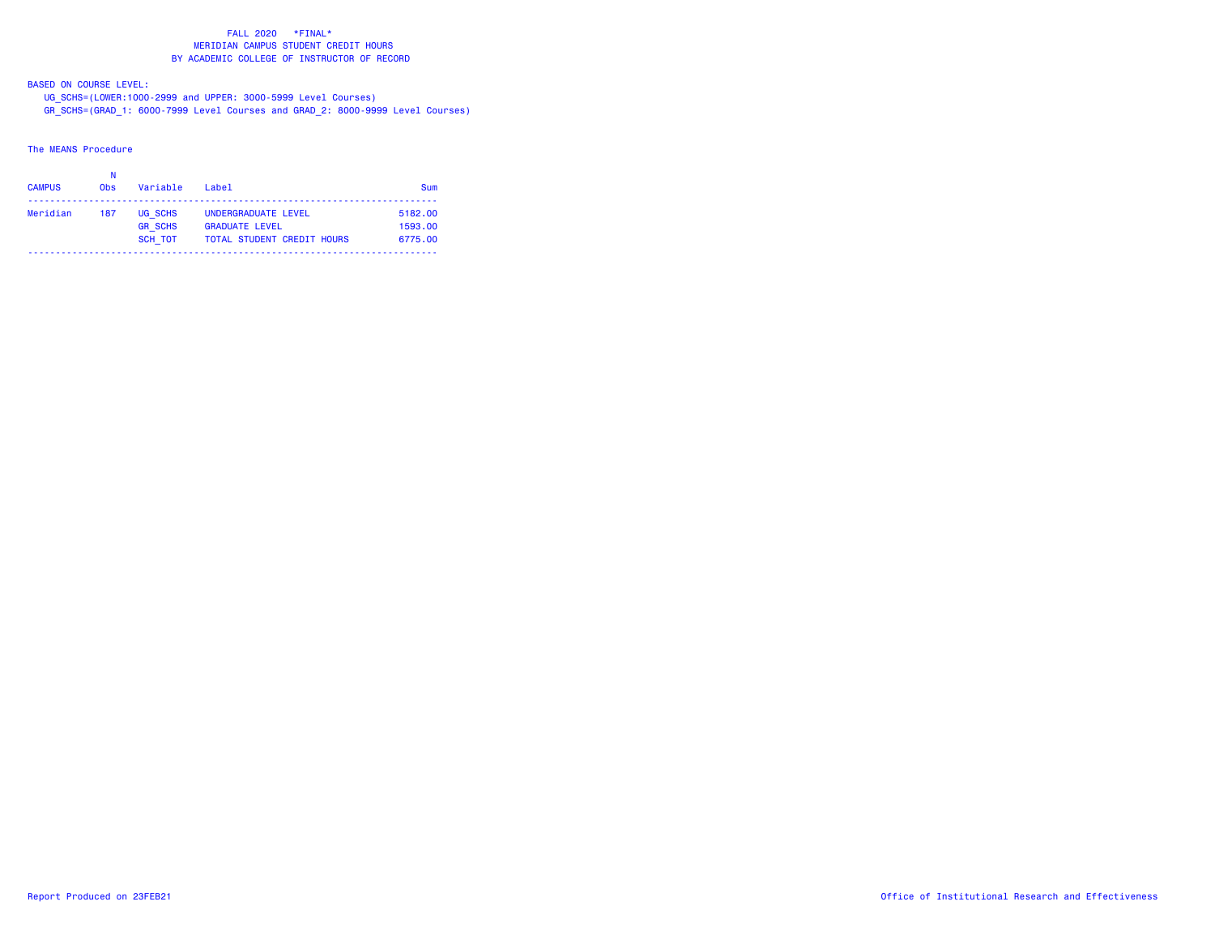# FALL 2020 *FINAL*
## MERIDIAN CAMPUS STUDENT CREDIT HOURS
## BY ACADEMIC COLLEGE OF INSTRUCTOR OF RECORD

BASED ON COURSE LEVEL:

UG_SCHS=(LOWER:1000-2999 and UPPER: 3000-5999 Level Courses)

GR_SCHS=(GRAD_1: 6000-7999 Level Courses and GRAD_2: 8000-9999 Level Courses)

The MEANS Procedure

| CAMPUS | N Obs | Variable | Label | Sum |
|---|---|---|---|---|
| Meridian | 187 | UG_SCHS | UNDERGRADUATE LEVEL | 5182.00 |
| | | GR_SCHS | GRADUATE LEVEL | 1593.00 |
| | | SCH_TOT | TOTAL STUDENT CREDIT HOURS | 6775.00 |

Report Produced on 23FEB21

Office of Institutional Research and Effectiveness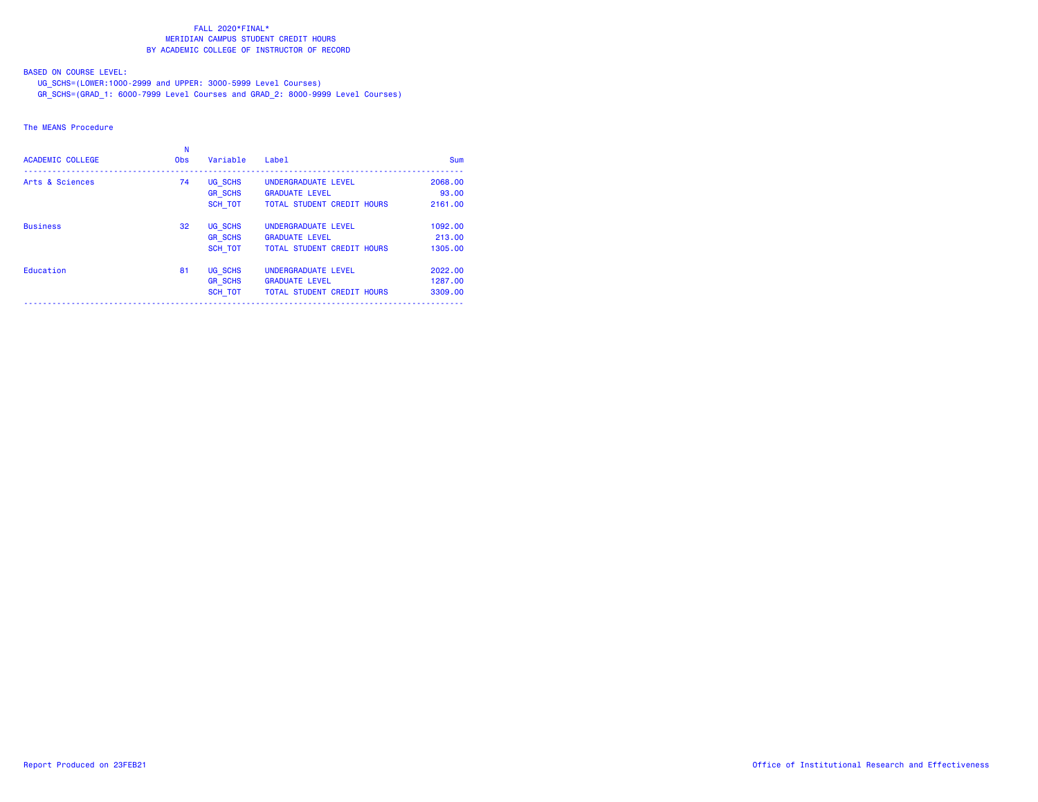FALL 2020*FINAL*
MERIDIAN CAMPUS STUDENT CREDIT HOURS
BY ACADEMIC COLLEGE OF INSTRUCTOR OF RECORD

BASED ON COURSE LEVEL:
UG_SCHS=(LOWER:1000-2999 and UPPER: 3000-5999 Level Courses)
GR_SCHS=(GRAD_1: 6000-7999 Level Courses and GRAD_2: 8000-9999 Level Courses)

The MEANS Procedure

| ACADEMIC COLLEGE | N Obs | Variable | Label | Sum |
|---|---|---|---|---|
| Arts & Sciences | 74 | UG_SCHS | UNDERGRADUATE LEVEL | 2068.00 |
| | | GR_SCHS | GRADUATE LEVEL | 93.00 |
| | | SCH_TOT | TOTAL STUDENT CREDIT HOURS | 2161.00 |
| Business | 32 | UG_SCHS | UNDERGRADUATE LEVEL | 1092.00 |
| | | GR_SCHS | GRADUATE LEVEL | 213.00 |
| | | SCH_TOT | TOTAL STUDENT CREDIT HOURS | 1305.00 |
| Education | 81 | UG_SCHS | UNDERGRADUATE LEVEL | 2022.00 |
| | | GR_SCHS | GRADUATE LEVEL | 1287.00 |
| | | SCH_TOT | TOTAL STUDENT CREDIT HOURS | 3309.00 |

Report Produced on 23FEB21 Office of Institutional Research and Effectiveness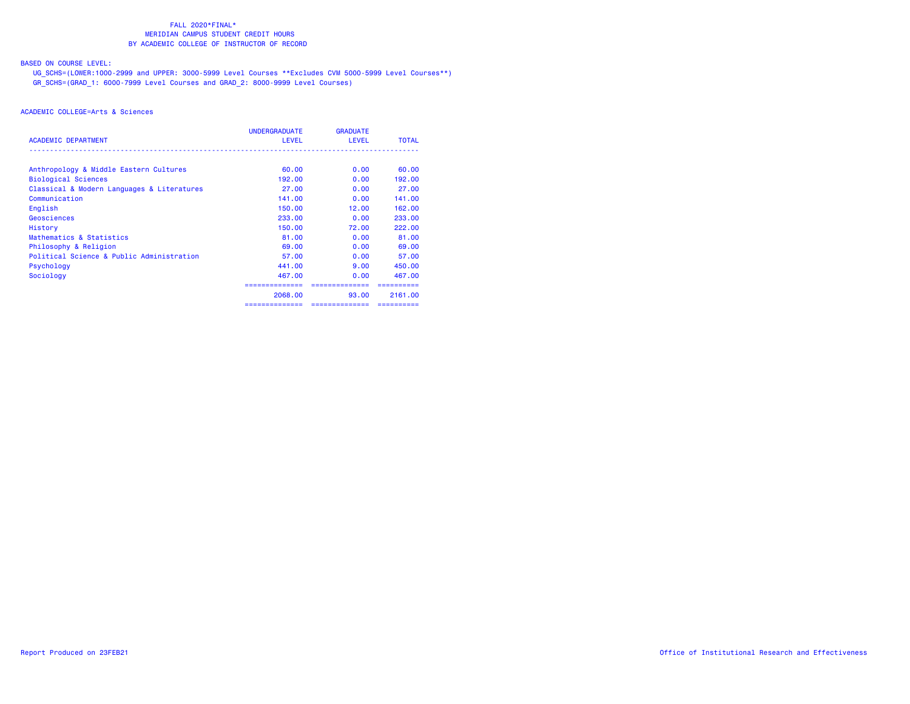FALL 2020*FINAL*
MERIDIAN CAMPUS STUDENT CREDIT HOURS
BY ACADEMIC COLLEGE OF INSTRUCTOR OF RECORD

BASED ON COURSE LEVEL:
UG_SCHS=(LOWER:1000-2999 and UPPER: 3000-5999 Level Courses **Excludes CVM 5000-5999 Level Courses**)
GR_SCHS=(GRAD_1: 6000-7999 Level Courses and GRAD_2: 8000-9999 Level Courses)

ACADEMIC COLLEGE=Arts & Sciences

| ACADEMIC DEPARTMENT | UNDERGRADUATE LEVEL | GRADUATE LEVEL | TOTAL |
|---|---|---|---|
| Anthropology & Middle Eastern Cultures | 60.00 | 0.00 | 60.00 |
| Biological Sciences | 192.00 | 0.00 | 192.00 |
| Classical & Modern Languages & Literatures | 27.00 | 0.00 | 27.00 |
| Communication | 141.00 | 0.00 | 141.00 |
| English | 150.00 | 12.00 | 162.00 |
| Geosciences | 233.00 | 0.00 | 233.00 |
| History | 150.00 | 72.00 | 222.00 |
| Mathematics & Statistics | 81.00 | 0.00 | 81.00 |
| Philosophy & Religion | 69.00 | 0.00 | 69.00 |
| Political Science & Public Administration | 57.00 | 0.00 | 57.00 |
| Psychology | 441.00 | 9.00 | 450.00 |
| Sociology | 467.00 | 0.00 | 467.00 |
| | 2068.00 | 93.00 | 2161.00 |

Report Produced on 23FEB21

Office of Institutional Research and Effectiveness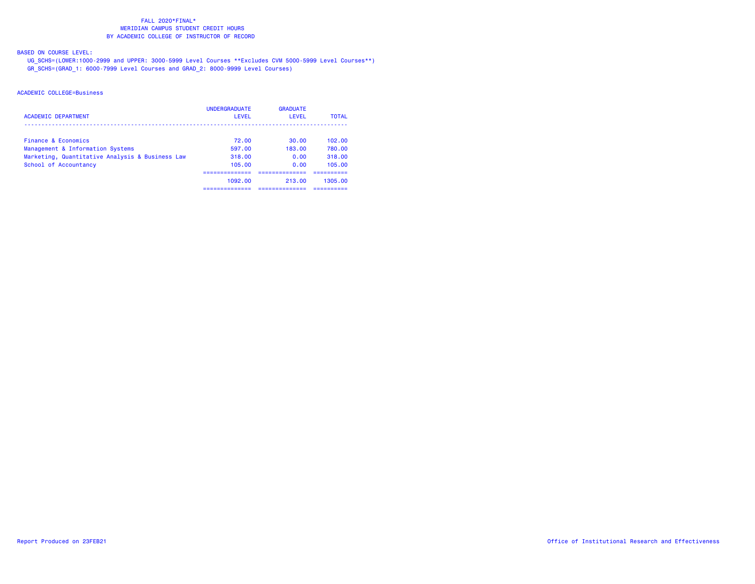FALL 2020*FINAL*
MERIDIAN CAMPUS STUDENT CREDIT HOURS
BY ACADEMIC COLLEGE OF INSTRUCTOR OF RECORD

BASED ON COURSE LEVEL:

UG_SCHS=(LOWER:1000-2999 and UPPER: 3000-5999 Level Courses **Excludes CVM 5000-5999 Level Courses**)
GR_SCHS=(GRAD_1: 6000-7999 Level Courses and GRAD_2: 8000-9999 Level Courses)

ACADEMIC COLLEGE=Business

| ACADEMIC DEPARTMENT | UNDERGRADUATE LEVEL | GRADUATE LEVEL | TOTAL |
|---|---|---|---|
| Finance & Economics | 72.00 | 30.00 | 102.00 |
| Management & Information Systems | 597.00 | 183.00 | 780.00 |
| Marketing, Quantitative Analysis & Business Law | 318.00 | 0.00 | 318.00 |
| School of Accountancy | 105.00 | 0.00 | 105.00 |
| | 1092.00 | 213.00 | 1305.00 |

Report Produced on 23FEB21

Office of Institutional Research and Effectiveness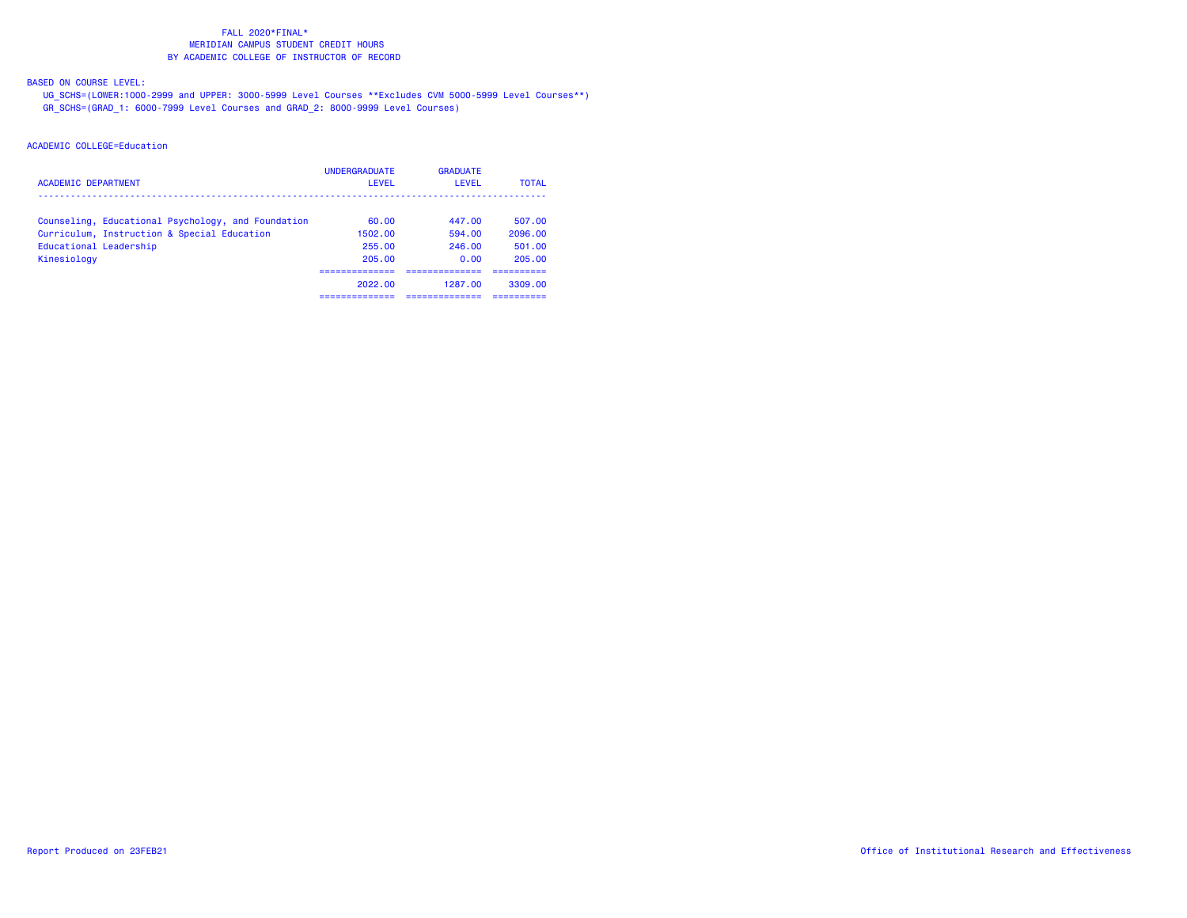FALL 2020*FINAL*
MERIDIAN CAMPUS STUDENT CREDIT HOURS
BY ACADEMIC COLLEGE OF INSTRUCTOR OF RECORD

BASED ON COURSE LEVEL:
UG_SCHS=(LOWER:1000-2999 and UPPER: 3000-5999 Level Courses **Excludes CVM 5000-5999 Level Courses**)
GR_SCHS=(GRAD_1: 6000-7999 Level Courses and GRAD_2: 8000-9999 Level Courses)

ACADEMIC COLLEGE=Education

| ACADEMIC DEPARTMENT | UNDERGRADUATE LEVEL | GRADUATE LEVEL | TOTAL |
|---|---|---|---|
| Counseling, Educational Psychology, and Foundation | 60.00 | 447.00 | 507.00 |
| Curriculum, Instruction & Special Education | 1502.00 | 594.00 | 2096.00 |
| Educational Leadership | 255.00 | 246.00 | 501.00 |
| Kinesiology | 205.00 | 0.00 | 205.00 |
| | 2022.00 | 1287.00 | 3309.00 |

Report Produced on 23FEB21

Office of Institutional Research and Effectiveness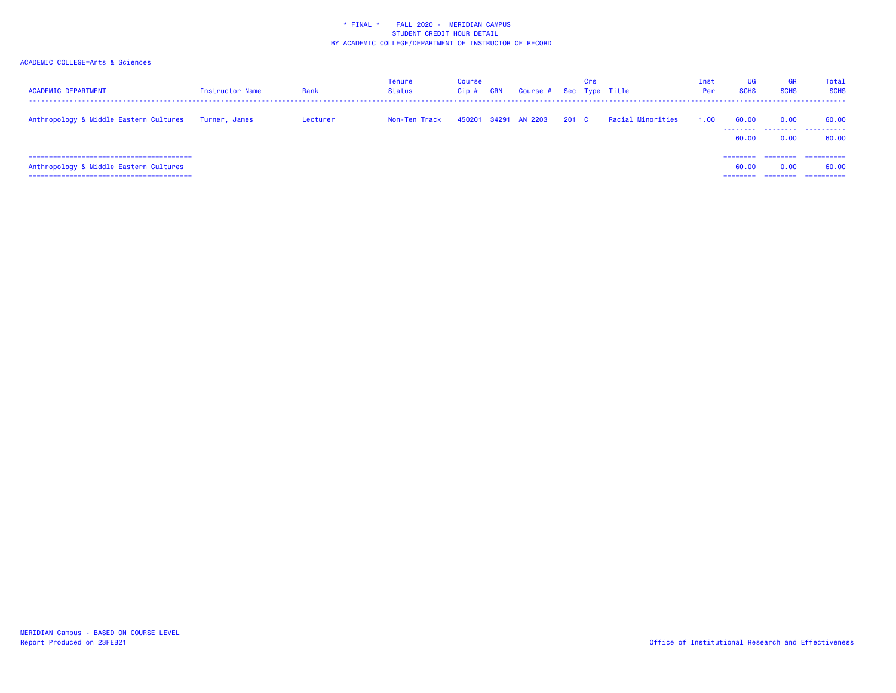\* FINAL \* FALL 2020 - MERIDIAN CAMPUS
STUDENT CREDIT HOUR DETAIL
BY ACADEMIC COLLEGE/DEPARTMENT OF INSTRUCTOR OF RECORD

ACADEMIC COLLEGE=Arts & Sciences

| ACADEMIC DEPARTMENT | Instructor Name | Rank | Tenure Status | Course Cip # | CRN | Course # | Sec | Crs Type | Title | Inst Per | UG SCHS | GR SCHS | Total SCHS |
|---|---|---|---|---|---|---|---|---|---|---|---|---|---|
| Anthropology & Middle Eastern Cultures | Turner, James | Lecturer | Non-Ten Track | 450201 | 34291 | AN 2203 | 201 | C | Racial Minorities | 1.00 | 60.00 | 0.00 | 60.00 |
| | | | | | | | | | | | 60.00 | 0.00 | 60.00 |
| Anthropology & Middle Eastern Cultures | | | | | | | | | | | 60.00 | 0.00 | 60.00 |

MERIDIAN Campus - BASED ON COURSE LEVEL
Report Produced on 23FEB21

Office of Institutional Research and Effectiveness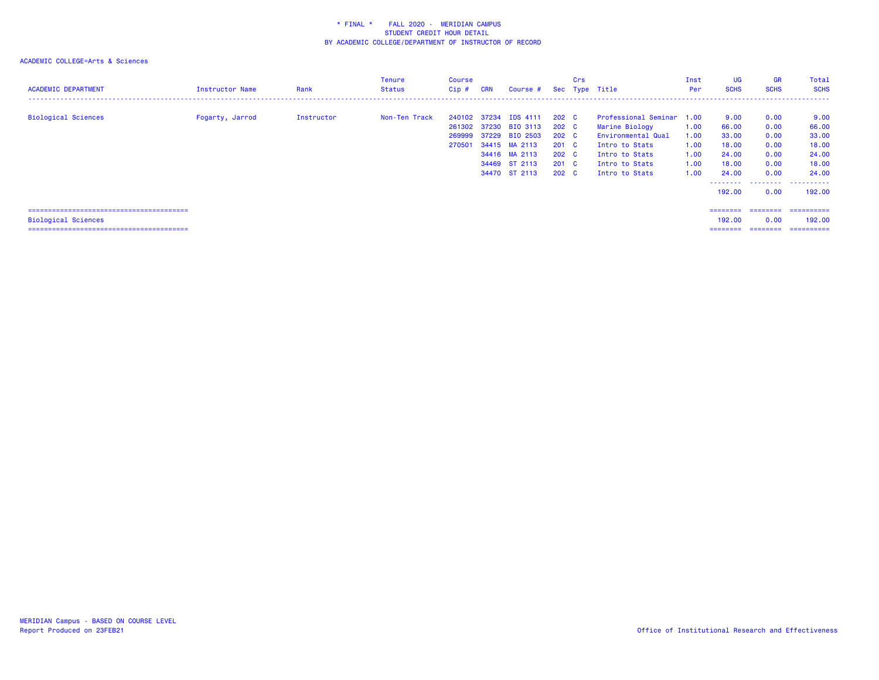\* FINAL \* FALL 2020 - MERIDIAN CAMPUS
STUDENT CREDIT HOUR DETAIL
BY ACADEMIC COLLEGE/DEPARTMENT OF INSTRUCTOR OF RECORD

ACADEMIC COLLEGE=Arts & Sciences

| ACADEMIC DEPARTMENT | Instructor Name | Rank | Tenure Status | Course Cip # | CRN | Course # | Sec | Crs Type | Title | Inst Per | UG SCHS | GR SCHS | Total SCHS |
|---|---|---|---|---|---|---|---|---|---|---|---|---|---|
| Biological Sciences | Fogarty, Jarrod | Instructor | Non-Ten Track | 240102 | 37234 | IDS 4111 | 202 | C | Professional Seminar | 1.00 | 9.00 | 0.00 | 9.00 |
| | | | | 261302 | 37230 | BIO 3113 | 202 | C | Marine Biology | 1.00 | 66.00 | 0.00 | 66.00 |
| | | | | 269999 | 37229 | BIO 2503 | 202 | C | Environmental Qual | 1.00 | 33.00 | 0.00 | 33.00 |
| | | | | 270501 | 34415 | MA 2113 | 201 | C | Intro to Stats | 1.00 | 18.00 | 0.00 | 18.00 |
| | | | | | 34416 | MA 2113 | 202 | C | Intro to Stats | 1.00 | 24.00 | 0.00 | 24.00 |
| | | | | | 34469 | ST 2113 | 201 | C | Intro to Stats | 1.00 | 18.00 | 0.00 | 18.00 |
| | | | | | 34470 | ST 2113 | 202 | C | Intro to Stats | 1.00 | 24.00 | 0.00 | 24.00 |
| | | | | | | | | | | | 192.00 | 0.00 | 192.00 |
| Biological Sciences | | | | | | | | | | | 192.00 | 0.00 | 192.00 |

MERIDIAN Campus - BASED ON COURSE LEVEL
Report Produced on 23FEB21

Office of Institutional Research and Effectiveness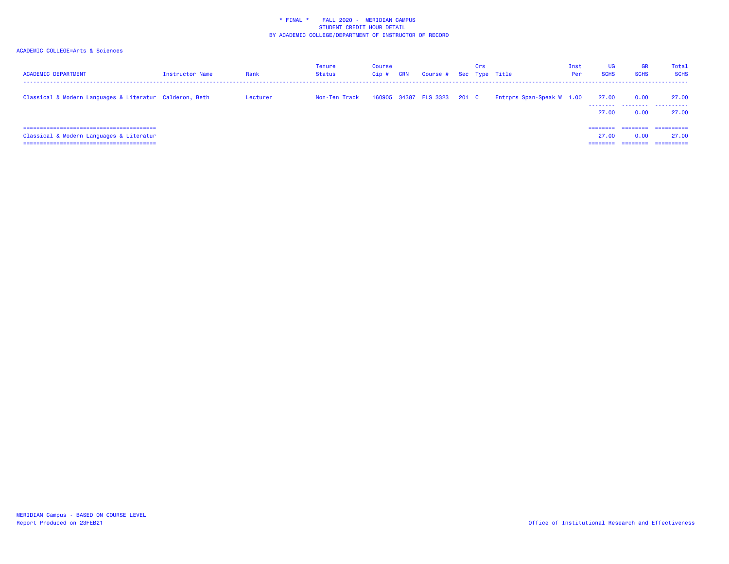* FINAL * FALL 2020 - MERIDIAN CAMPUS
STUDENT CREDIT HOUR DETAIL
BY ACADEMIC COLLEGE/DEPARTMENT OF INSTRUCTOR OF RECORD

ACADEMIC COLLEGE=Arts & Sciences

| ACADEMIC DEPARTMENT | Instructor Name | Rank | Tenure Status | Course Cip # | CRN | Course # | Sec | Crs Type | Title | Inst Per | UG SCHS | GR SCHS | Total SCHS |
|---|---|---|---|---|---|---|---|---|---|---|---|---|---|
| Classical & Modern Languages & Literatur | Calderon, Beth | Lecturer | Non-Ten Track | 160905 | 34387 | FLS 3323 | 201 | C | Entrprs Span-Speak W | 1.00 | 27.00 | 0.00 | 27.00 |
| | | | | | | | | | | | 27.00 | 0.00 | 27.00 |
| Classical & Modern Languages & Literatur | | | | | | | | | | | 27.00 | 0.00 | 27.00 |

MERIDIAN Campus - BASED ON COURSE LEVEL
Report Produced on 23FEB21

Office of Institutional Research and Effectiveness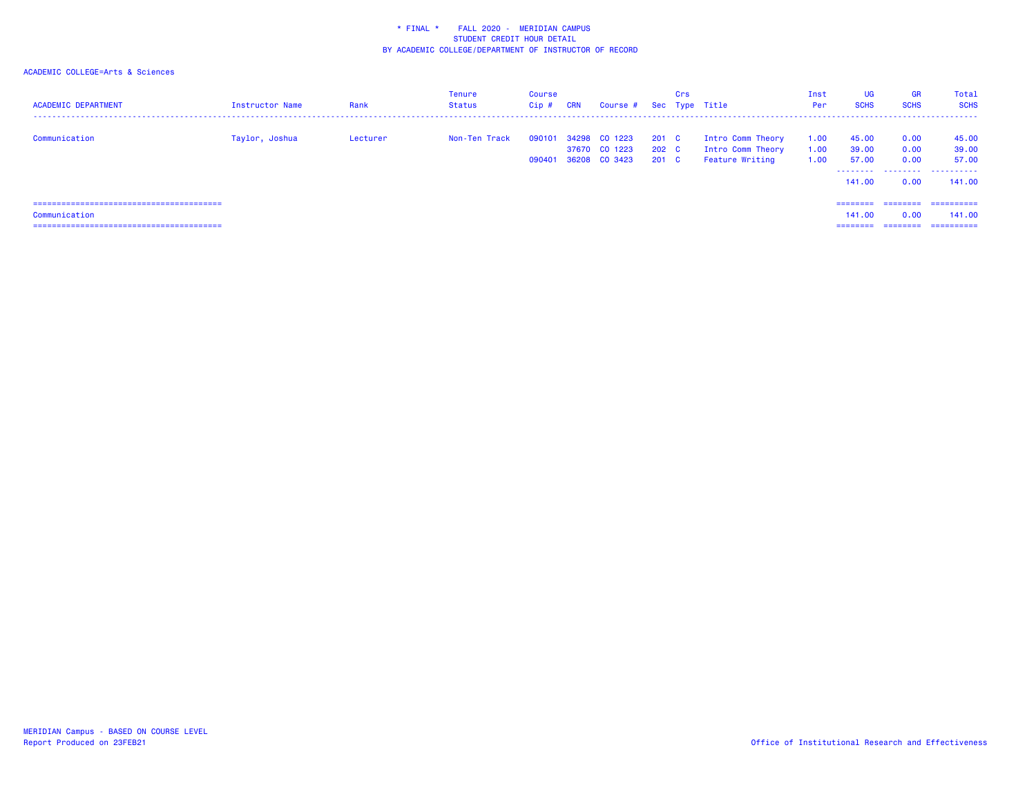\* FINAL \* FALL 2020 - MERIDIAN CAMPUS
STUDENT CREDIT HOUR DETAIL
BY ACADEMIC COLLEGE/DEPARTMENT OF INSTRUCTOR OF RECORD

ACADEMIC COLLEGE=Arts & Sciences

| ACADEMIC DEPARTMENT | Instructor Name | Rank | Tenure Status | Course Cip # | CRN | Course # | Sec | Crs Type | Title | Inst Per | UG SCHS | GR SCHS | Total SCHS |
|---|---|---|---|---|---|---|---|---|---|---|---|---|---|
| Communication | Taylor, Joshua | Lecturer | Non-Ten Track | 090101 | 34298 | CO 1223 | 201 | C | Intro Comm Theory | 1.00 | 45.00 | 0.00 | 45.00 |
| | | | | | 37670 | CO 1223 | 202 | C | Intro Comm Theory | 1.00 | 39.00 | 0.00 | 39.00 |
| | | | | 090401 | 36208 | CO 3423 | 201 | C | Feature Writing | 1.00 | 57.00 | 0.00 | 57.00 |
| | | | | | | | | | | | 141.00 | 0.00 | 141.00 |
| Communication | | | | | | | | | | | 141.00 | 0.00 | 141.00 |

MERIDIAN Campus - BASED ON COURSE LEVEL
Report Produced on 23FEB21

Office of Institutional Research and Effectiveness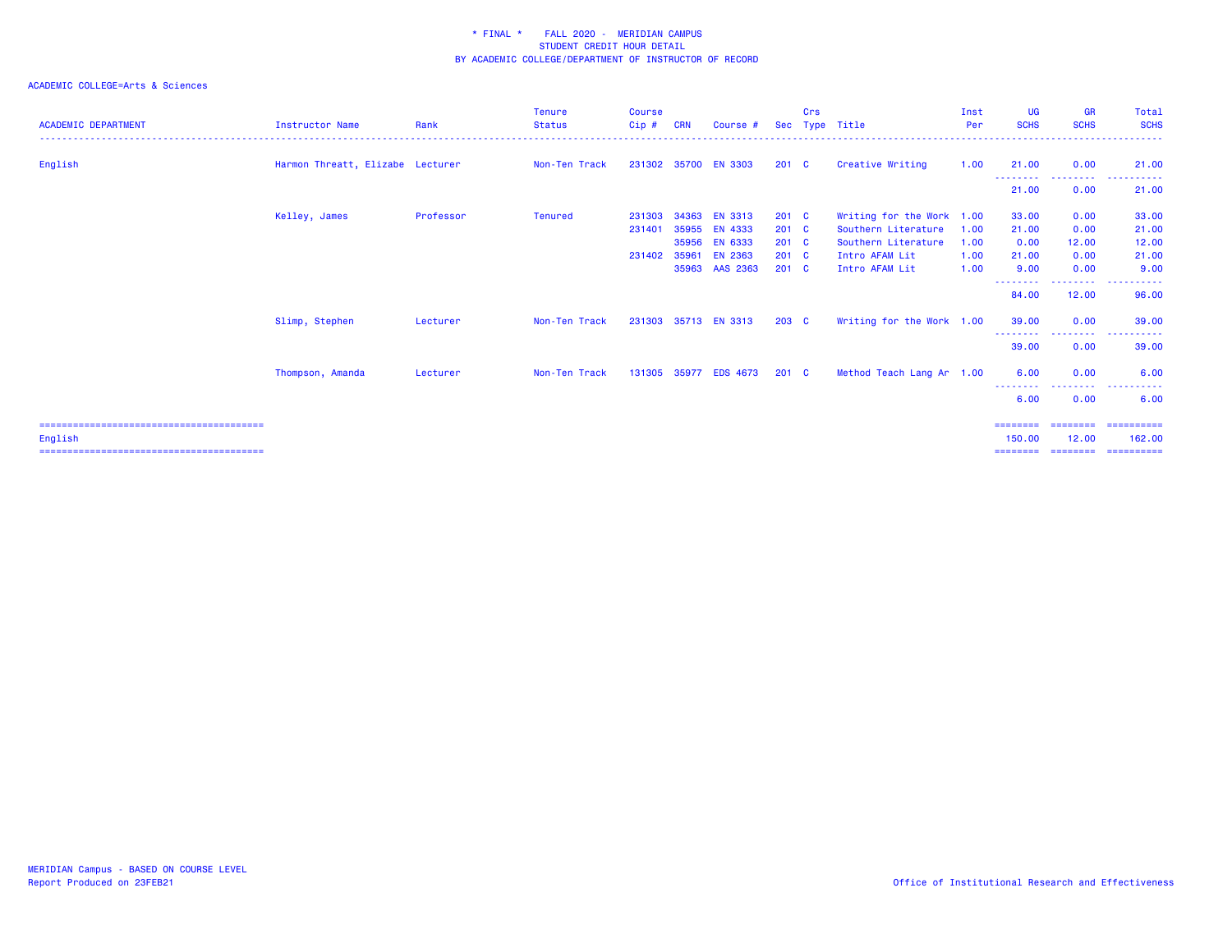\* FINAL \*    FALL 2020 - MERIDIAN CAMPUS
STUDENT CREDIT HOUR DETAIL
BY ACADEMIC COLLEGE/DEPARTMENT OF INSTRUCTOR OF RECORD

ACADEMIC COLLEGE=Arts & Sciences

| ACADEMIC DEPARTMENT | Instructor Name | Rank | Tenure Status | Course Cip # | CRN | Course # | Sec | Crs Type | Title | Inst Per | UG SCHS | GR SCHS | Total SCHS |
|---|---|---|---|---|---|---|---|---|---|---|---|---|---|
| English | Harmon Threatt, Elizabe | Lecturer | Non-Ten Track | 231302 | 35700 | EN 3303 | 201 | C | Creative Writing | 1.00 | 21.00 | 0.00 | 21.00 |
| | | | | | | | | | | | 21.00 | 0.00 | 21.00 |
| | Kelley, James | Professor | Tenured | 231303 | 34363 | EN 3313 | 201 | C | Writing for the Work | 1.00 | 33.00 | 0.00 | 33.00 |
| | | | | 231401 | 35955 | EN 4333 | 201 | C | Southern Literature | 1.00 | 21.00 | 0.00 | 21.00 |
| | | | | | 35956 | EN 6333 | 201 | C | Southern Literature | 1.00 | 0.00 | 12.00 | 12.00 |
| | | | | 231402 | 35961 | EN 2363 | 201 | C | Intro AFAM Lit | 1.00 | 21.00 | 0.00 | 21.00 |
| | | | | | 35963 | AAS 2363 | 201 | C | Intro AFAM Lit | 1.00 | 9.00 | 0.00 | 9.00 |
| | | | | | | | | | | | 84.00 | 12.00 | 96.00 |
| | Slimp, Stephen | Lecturer | Non-Ten Track | 231303 | 35713 | EN 3313 | 203 | C | Writing for the Work | 1.00 | 39.00 | 0.00 | 39.00 |
| | | | | | | | | | | | 39.00 | 0.00 | 39.00 |
| | Thompson, Amanda | Lecturer | Non-Ten Track | 131305 | 35977 | EDS 4673 | 201 | C | Method Teach Lang Ar | 1.00 | 6.00 | 0.00 | 6.00 |
| | | | | | | | | | | | 6.00 | 0.00 | 6.00 |
| English | | | | | | | | | | | 150.00 | 12.00 | 162.00 |

MERIDIAN Campus - BASED ON COURSE LEVEL
Report Produced on 23FEB21

Office of Institutional Research and Effectiveness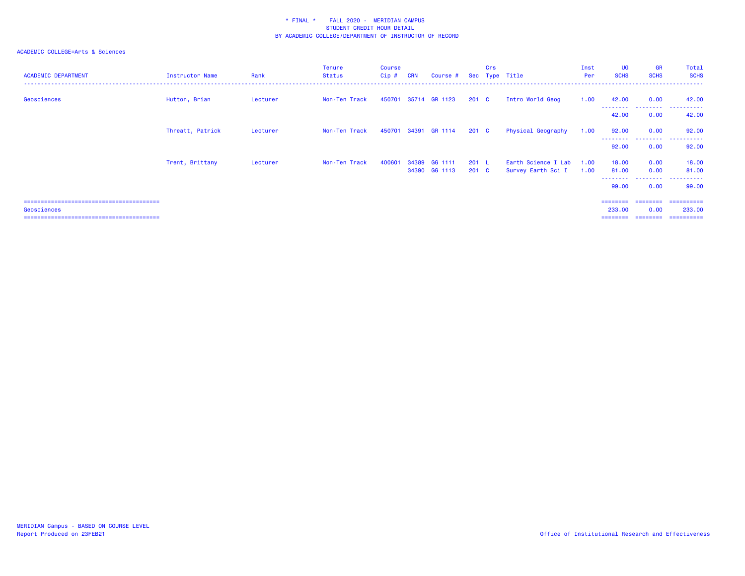\* FINAL \* FALL 2020 - MERIDIAN CAMPUS
STUDENT CREDIT HOUR DETAIL
BY ACADEMIC COLLEGE/DEPARTMENT OF INSTRUCTOR OF RECORD

ACADEMIC COLLEGE=Arts & Sciences

| ACADEMIC DEPARTMENT | Instructor Name | Rank | Tenure Status | Course Cip # | CRN | Course # | Sec | Crs Type | Title | Inst Per | UG SCHS | GR SCHS | Total SCHS |
|---|---|---|---|---|---|---|---|---|---|---|---|---|---|
| Geosciences | Hutton, Brian | Lecturer | Non-Ten Track | 450701 | 35714 | GR 1123 | 201 | C | Intro World Geog | 1.00 | 42.00 | 0.00 | 42.00 |
| | | | | | | | | | | | 42.00 | 0.00 | 42.00 |
| | Threatt, Patrick | Lecturer | Non-Ten Track | 450701 | 34391 | GR 1114 | 201 | C | Physical Geography | 1.00 | 92.00 | 0.00 | 92.00 |
| | | | | | | | | | | | 92.00 | 0.00 | 92.00 |
| | Trent, Brittany | Lecturer | Non-Ten Track | 400601 | 34389 | GG 1111 | 201 | L | Earth Science I Lab | 1.00 | 18.00 | 0.00 | 18.00 |
| | | | | | 34390 | GG 1113 | 201 | C | Survey Earth Sci I | 1.00 | 81.00 | 0.00 | 81.00 |
| | | | | | | | | | | | 99.00 | 0.00 | 99.00 |
| Geosciences | | | | | | | | | | | 233.00 | 0.00 | 233.00 |

MERIDIAN Campus - BASED ON COURSE LEVEL
Report Produced on 23FEB21

Office of Institutional Research and Effectiveness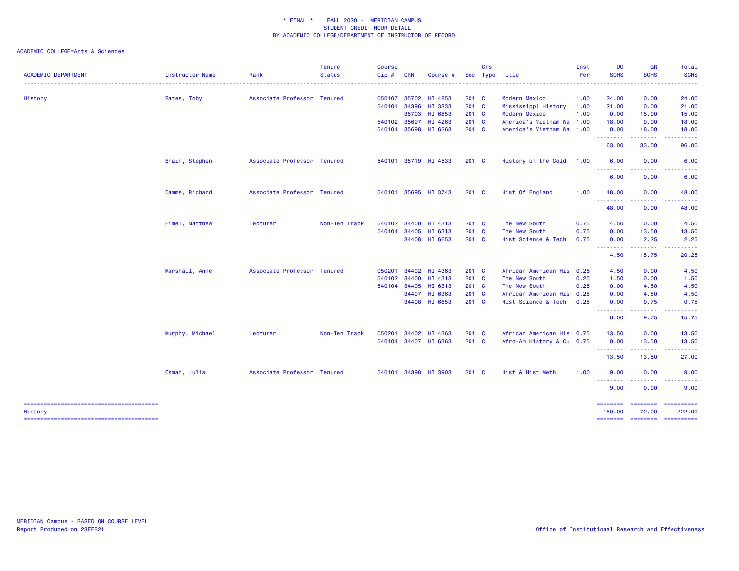\* FINAL \* FALL 2020 - MERIDIAN CAMPUS
STUDENT CREDIT HOUR DETAIL
BY ACADEMIC COLLEGE/DEPARTMENT OF INSTRUCTOR OF RECORD

ACADEMIC COLLEGE=Arts & Sciences

| ACADEMIC DEPARTMENT | Instructor Name | Rank | Tenure Status | Course Cip # | CRN | Course # | Sec | Crs Type | Title | Inst Per | UG SCHS | GR SCHS | Total SCHS |
|---|---|---|---|---|---|---|---|---|---|---|---|---|---|
| History | Bates, Toby | Associate Professor | Tenured | 050107 | 35702 | HI 4853 | 201 | C | Modern Mexico | 1.00 | 24.00 | 0.00 | 24.00 |
| | | | | 540101 | 34396 | HI 3333 | 201 | C | Mississippi History | 1.00 | 21.00 | 0.00 | 21.00 |
| | | | | | 35703 | HI 6853 | 201 | C | Modern Mexico | 1.00 | 0.00 | 15.00 | 15.00 |
| | | | | 540102 | 35697 | HI 4263 | 201 | C | America's Vietnam Wa | 1.00 | 18.00 | 0.00 | 18.00 |
| | | | | 540104 | 35698 | HI 6263 | 201 | C | America's Vietnam Wa | 1.00 | 0.00 | 18.00 | 18.00 |
| | | | | | | | | | | | 63.00 | 33.00 | 96.00 |
| | Brain, Stephen | Associate Professor | Tenured | 540101 | 35719 | HI 4533 | 201 | C | History of the Cold | 1.00 | 6.00 | 0.00 | 6.00 |
| | | | | | | | | | | | 6.00 | 0.00 | 6.00 |
| | Damms, Richard | Associate Professor | Tenured | 540101 | 35695 | HI 3743 | 201 | C | Hist Of England | 1.00 | 48.00 | 0.00 | 48.00 |
| | | | | | | | | | | | 48.00 | 0.00 | 48.00 |
| | Himel, Matthew | Lecturer | Non-Ten Track | 540102 | 34400 | HI 4313 | 201 | C | The New South | 0.75 | 4.50 | 0.00 | 4.50 |
| | | | | 540104 | 34405 | HI 6313 | 201 | C | The New South | 0.75 | 0.00 | 13.50 | 13.50 |
| | | | | | 34408 | HI 6653 | 201 | C | Hist Science & Tech | 0.75 | 0.00 | 2.25 | 2.25 |
| | | | | | | | | | | | 4.50 | 15.75 | 20.25 |
| | Marshall, Anne | Associate Professor | Tenured | 050201 | 34402 | HI 4363 | 201 | C | African American His | 0.25 | 4.50 | 0.00 | 4.50 |
| | | | | 540102 | 34400 | HI 4313 | 201 | C | The New South | 0.25 | 1.50 | 0.00 | 1.50 |
| | | | | 540104 | 34405 | HI 6313 | 201 | C | The New South | 0.25 | 0.00 | 4.50 | 4.50 |
| | | | | | 34407 | HI 6363 | 201 | C | African American His | 0.25 | 0.00 | 4.50 | 4.50 |
| | | | | | 34408 | HI 6653 | 201 | C | Hist Science & Tech | 0.25 | 0.00 | 0.75 | 0.75 |
| | | | | | | | | | | | 6.00 | 9.75 | 15.75 |
| | Murphy, Michael | Lecturer | Non-Ten Track | 050201 | 34402 | HI 4363 | 201 | C | African American His | 0.75 | 13.50 | 0.00 | 13.50 |
| | | | | 540104 | 34407 | HI 6363 | 201 | C | Afro-Am History & Cu | 0.75 | 0.00 | 13.50 | 13.50 |
| | | | | | | | | | | | 13.50 | 13.50 | 27.00 |
| | Osman, Julia | Associate Professor | Tenured | 540101 | 34398 | HI 3903 | 201 | C | Hist & Hist Meth | 1.00 | 9.00 | 0.00 | 9.00 |
| | | | | | | | | | | | 9.00 | 0.00 | 9.00 |
| History | | | | | | | | | | | 150.00 | 72.00 | 222.00 |

MERIDIAN Campus - BASED ON COURSE LEVEL
Report Produced on 23FEB21

Office of Institutional Research and Effectiveness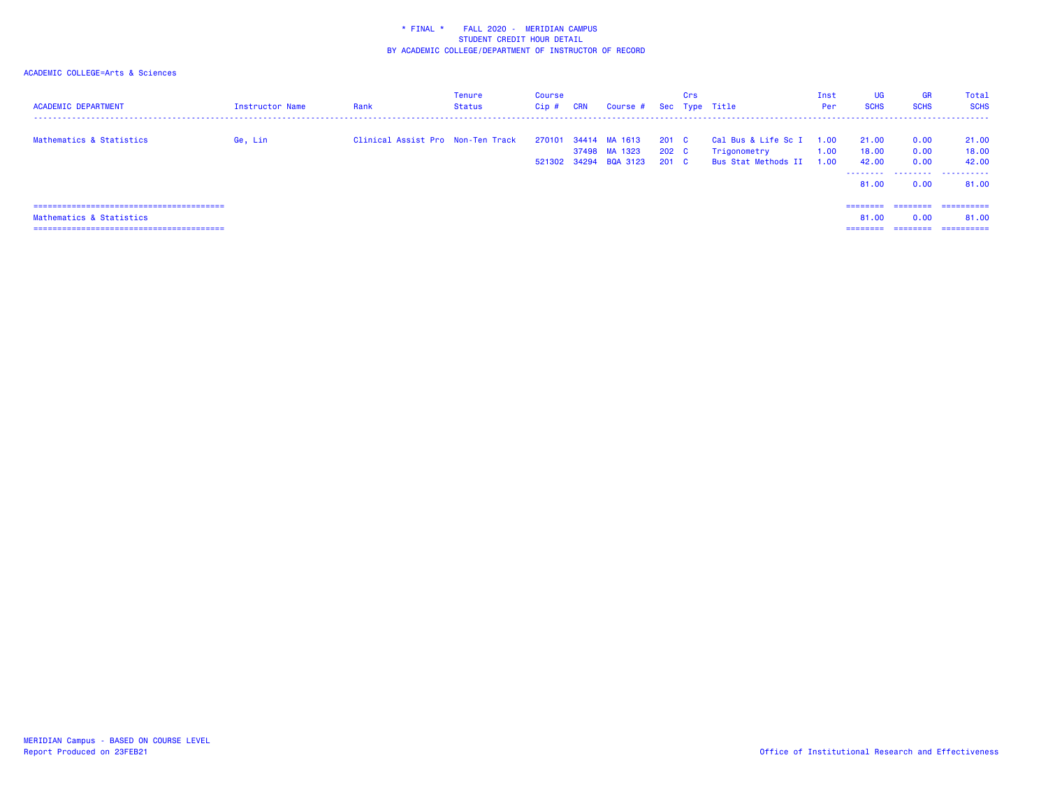# * FINAL * FALL 2020 - MERIDIAN CAMPUS
## STUDENT CREDIT HOUR DETAIL
## BY ACADEMIC COLLEGE/DEPARTMENT OF INSTRUCTOR OF RECORD

ACADEMIC COLLEGE=Arts & Sciences

| ACADEMIC DEPARTMENT | Instructor Name | Rank | Tenure Status | Course Cip # | CRN | Course # | Sec | Crs Type | Title | Inst Per | UG SCHS | GR SCHS | Total SCHS |
|---|---|---|---|---|---|---|---|---|---|---|---|---|---|
| Mathematics & Statistics | Ge, Lin | Clinical Assist Pro | Non-Ten Track | 270101 | 34414 | MA 1613 | 201 | C | Cal Bus & Life Sc I | 1.00 | 21.00 | 0.00 | 21.00 |
| | | | | | 37498 | MA 1323 | 202 | C | Trigonometry | 1.00 | 18.00 | 0.00 | 18.00 |
| | | | | 521302 | 34294 | BQA 3123 | 201 | C | Bus Stat Methods II | 1.00 | 42.00 | 0.00 | 42.00 |
| | | | | | | | | | | | 81.00 | 0.00 | 81.00 |
| Mathematics & Statistics | | | | | | | | | | | 81.00 | 0.00 | 81.00 |

MERIDIAN Campus - BASED ON COURSE LEVEL
Report Produced on 23FEB21

Office of Institutional Research and Effectiveness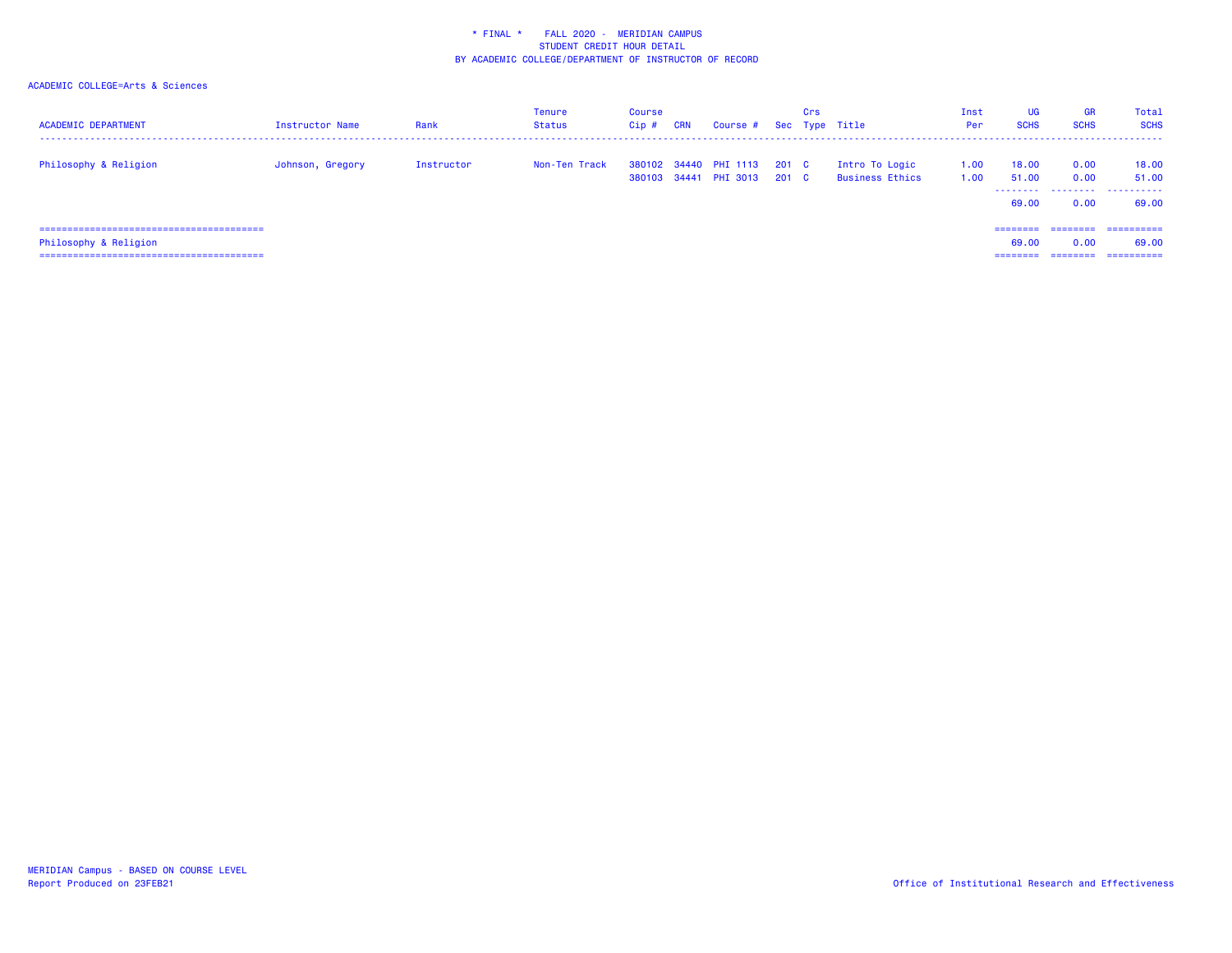\* FINAL \*    FALL 2020 -  MERIDIAN CAMPUS
STUDENT CREDIT HOUR DETAIL
BY ACADEMIC COLLEGE/DEPARTMENT OF INSTRUCTOR OF RECORD

ACADEMIC COLLEGE=Arts & Sciences

| ACADEMIC DEPARTMENT | Instructor Name | Rank | Tenure Status | Course Cip # | CRN | Course # | Sec | Crs Type | Title | Inst Per | UG SCHS | GR SCHS | Total SCHS |
|---|---|---|---|---|---|---|---|---|---|---|---|---|---|
| Philosophy & Religion | Johnson, Gregory | Instructor | Non-Ten Track | 380102 | 34440 | PHI 1113 | 201 | C | Intro To Logic | 1.00 | 18.00 | 0.00 | 18.00 |
| | | | | 380103 | 34441 | PHI 3013 | 201 | C | Business Ethics | 1.00 | 51.00 | 0.00 | 51.00 |
| | | | | | | | | | | | 69.00 | 0.00 | 69.00 |
| Philosophy & Religion | | | | | | | | | | | 69.00 | 0.00 | 69.00 |

MERIDIAN Campus - BASED ON COURSE LEVEL
Report Produced on 23FEB21

Office of Institutional Research and Effectiveness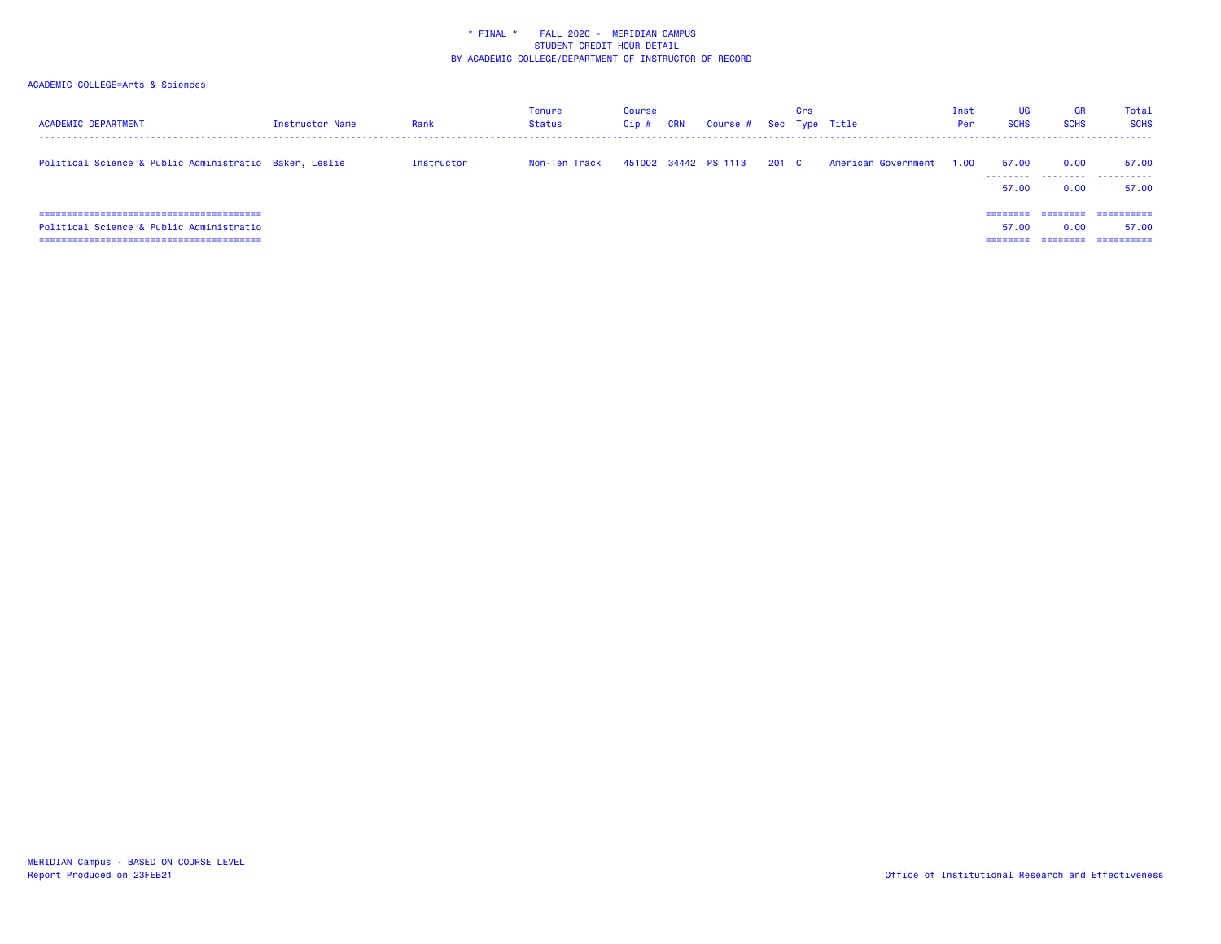# * FINAL * FALL 2020 - MERIDIAN CAMPUS
## STUDENT CREDIT HOUR DETAIL
## BY ACADEMIC COLLEGE/DEPARTMENT OF INSTRUCTOR OF RECORD

ACADEMIC COLLEGE=Arts & Sciences

| ACADEMIC DEPARTMENT | Instructor Name | Rank | Tenure Status | Course Cip # | CRN | Course # | Sec | Crs Type | Title | Inst Per | UG SCHS | GR SCHS | Total SCHS |
|---|---|---|---|---|---|---|---|---|---|---|---|---|---|
| Political Science & Public Administratio | Baker, Leslie | Instructor | Non-Ten Track | 451002 | 34442 | PS 1113 | 201 | C | American Government | 1.00 | 57.00 | 0.00 | 57.00 |
| | | | | | | | | | | | 57.00 | 0.00 | 57.00 |
| Political Science & Public Administratio | | | | | | | | | | | 57.00 | 0.00 | 57.00 |

MERIDIAN Campus - BASED ON COURSE LEVEL
Report Produced on 23FEB21

Office of Institutional Research and Effectiveness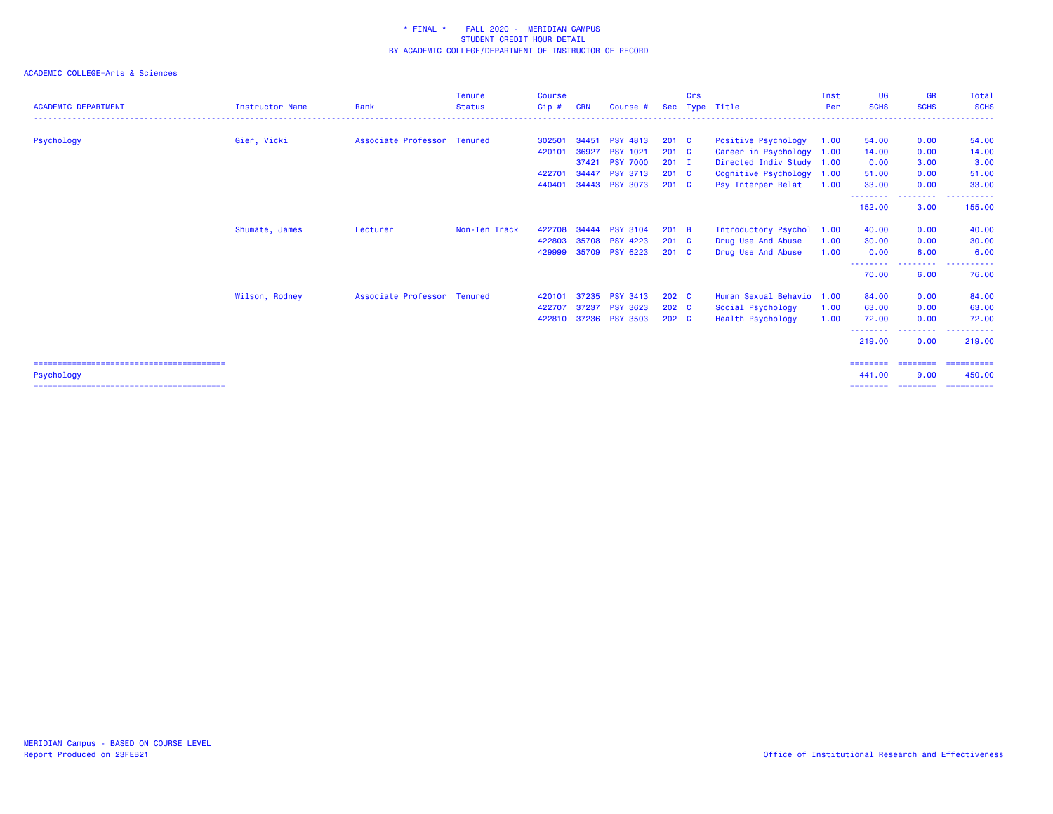\* FINAL \*    FALL 2020 -  MERIDIAN CAMPUS
STUDENT CREDIT HOUR DETAIL
BY ACADEMIC COLLEGE/DEPARTMENT OF INSTRUCTOR OF RECORD

ACADEMIC COLLEGE=Arts & Sciences

| ACADEMIC DEPARTMENT | Instructor Name | Rank | Tenure Status | Course Cip # | CRN | Course # | Sec | Crs Type | Title | Inst Per | UG SCHS | GR SCHS | Total SCHS |
|---|---|---|---|---|---|---|---|---|---|---|---|---|---|
| Psychology | Gier, Vicki | Associate Professor | Tenured | 302501 | 34451 | PSY 4813 | 201 | C | Positive Psychology | 1.00 | 54.00 | 0.00 | 54.00 |
| | | | | 420101 | 36927 | PSY 1021 | 201 | C | Career in Psychology | 1.00 | 14.00 | 0.00 | 14.00 |
| | | | | | 37421 | PSY 7000 | 201 | I | Directed Indiv Study | 1.00 | 0.00 | 3.00 | 3.00 |
| | | | | 422701 | 34447 | PSY 3713 | 201 | C | Cognitive Psychology | 1.00 | 51.00 | 0.00 | 51.00 |
| | | | | 440401 | 34443 | PSY 3073 | 201 | C | Psy Interper Relat | 1.00 | 33.00 | 0.00 | 33.00 |
| | | | | | | | | | | | 152.00 | 3.00 | 155.00 |
| | Shumate, James | Lecturer | Non-Ten Track | 422708 | 34444 | PSY 3104 | 201 | B | Introductory Psychol | 1.00 | 40.00 | 0.00 | 40.00 |
| | | | | 422803 | 35708 | PSY 4223 | 201 | C | Drug Use And Abuse | 1.00 | 30.00 | 0.00 | 30.00 |
| | | | | 429999 | 35709 | PSY 6223 | 201 | C | Drug Use And Abuse | 1.00 | 0.00 | 6.00 | 6.00 |
| | | | | | | | | | | | 70.00 | 6.00 | 76.00 |
| | Wilson, Rodney | Associate Professor | Tenured | 420101 | 37235 | PSY 3413 | 202 | C | Human Sexual Behavio | 1.00 | 84.00 | 0.00 | 84.00 |
| | | | | 422707 | 37237 | PSY 3623 | 202 | C | Social Psychology | 1.00 | 63.00 | 0.00 | 63.00 |
| | | | | 422810 | 37236 | PSY 3503 | 202 | C | Health Psychology | 1.00 | 72.00 | 0.00 | 72.00 |
| | | | | | | | | | | | 219.00 | 0.00 | 219.00 |
| Psychology | | | | | | | | | | | 441.00 | 9.00 | 450.00 |

MERIDIAN Campus - BASED ON COURSE LEVEL
Report Produced on 23FEB21

Office of Institutional Research and Effectiveness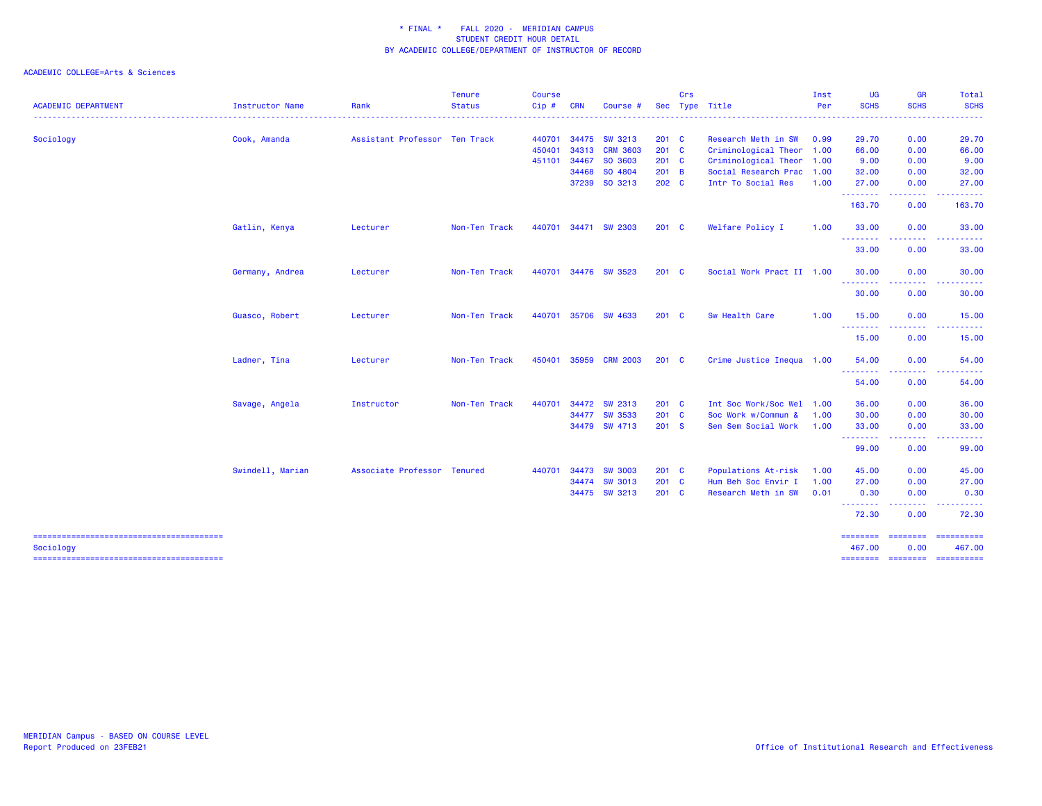\* FINAL \*    FALL 2020 -  MERIDIAN CAMPUS
STUDENT CREDIT HOUR DETAIL
BY ACADEMIC COLLEGE/DEPARTMENT OF INSTRUCTOR OF RECORD

ACADEMIC COLLEGE=Arts & Sciences

| ACADEMIC DEPARTMENT | Instructor Name | Rank | Tenure Status | Course Cip # | CRN | Course # | Sec | Crs Type | Title | Inst Per | UG SCHS | GR SCHS | Total SCHS |
|---|---|---|---|---|---|---|---|---|---|---|---|---|---|
| Sociology | Cook, Amanda | Assistant Professor | Ten Track | 440701 | 34475 | SW 3213 | 201 | C | Research Meth in SW | 0.99 | 29.70 | 0.00 | 29.70 |
| | | | | 450401 | 34313 | CRM 3603 | 201 | C | Criminological Theor | 1.00 | 66.00 | 0.00 | 66.00 |
| | | | | 451101 | 34467 | SO 3603 | 201 | C | Criminological Theor | 1.00 | 9.00 | 0.00 | 9.00 |
| | | | | | 34468 | SO 4804 | 201 | B | Social Research Prac | 1.00 | 32.00 | 0.00 | 32.00 |
| | | | | | 37239 | SO 3213 | 202 | C | Intr To Social Res | 1.00 | 27.00 | 0.00 | 27.00 |
| | | | | | | | | | | | 163.70 | 0.00 | 163.70 |
| | Gatlin, Kenya | Lecturer | Non-Ten Track | 440701 | 34471 | SW 2303 | 201 | C | Welfare Policy I | 1.00 | 33.00 | 0.00 | 33.00 |
| | | | | | | | | | | | 33.00 | 0.00 | 33.00 |
| | Germany, Andrea | Lecturer | Non-Ten Track | 440701 | 34476 | SW 3523 | 201 | C | Social Work Pract II | 1.00 | 30.00 | 0.00 | 30.00 |
| | | | | | | | | | | | 30.00 | 0.00 | 30.00 |
| | Guasco, Robert | Lecturer | Non-Ten Track | 440701 | 35706 | SW 4633 | 201 | C | Sw Health Care | 1.00 | 15.00 | 0.00 | 15.00 |
| | | | | | | | | | | | 15.00 | 0.00 | 15.00 |
| | Ladner, Tina | Lecturer | Non-Ten Track | 450401 | 35959 | CRM 2003 | 201 | C | Crime Justice Inequa | 1.00 | 54.00 | 0.00 | 54.00 |
| | | | | | | | | | | | 54.00 | 0.00 | 54.00 |
| | Savage, Angela | Instructor | Non-Ten Track | 440701 | 34472 | SW 2313 | 201 | C | Int Soc Work/Soc Wel | 1.00 | 36.00 | 0.00 | 36.00 |
| | | | | | 34477 | SW 3533 | 201 | C | Soc Work w/Commun & | 1.00 | 30.00 | 0.00 | 30.00 |
| | | | | | 34479 | SW 4713 | 201 | S | Sen Sem Social Work | 1.00 | 33.00 | 0.00 | 33.00 |
| | | | | | | | | | | | 99.00 | 0.00 | 99.00 |
| | Swindell, Marian | Associate Professor | Tenured | 440701 | 34473 | SW 3003 | 201 | C | Populations At-risk | 1.00 | 45.00 | 0.00 | 45.00 |
| | | | | | 34474 | SW 3013 | 201 | C | Hum Beh Soc Envir I | 1.00 | 27.00 | 0.00 | 27.00 |
| | | | | | 34475 | SW 3213 | 201 | C | Research Meth in SW | 0.01 | 0.30 | 0.00 | 0.30 |
| | | | | | | | | | | | 72.30 | 0.00 | 72.30 |
| Sociology | | | | | | | | | | | 467.00 | 0.00 | 467.00 |

MERIDIAN Campus - BASED ON COURSE LEVEL
Report Produced on 23FEB21

Office of Institutional Research and Effectiveness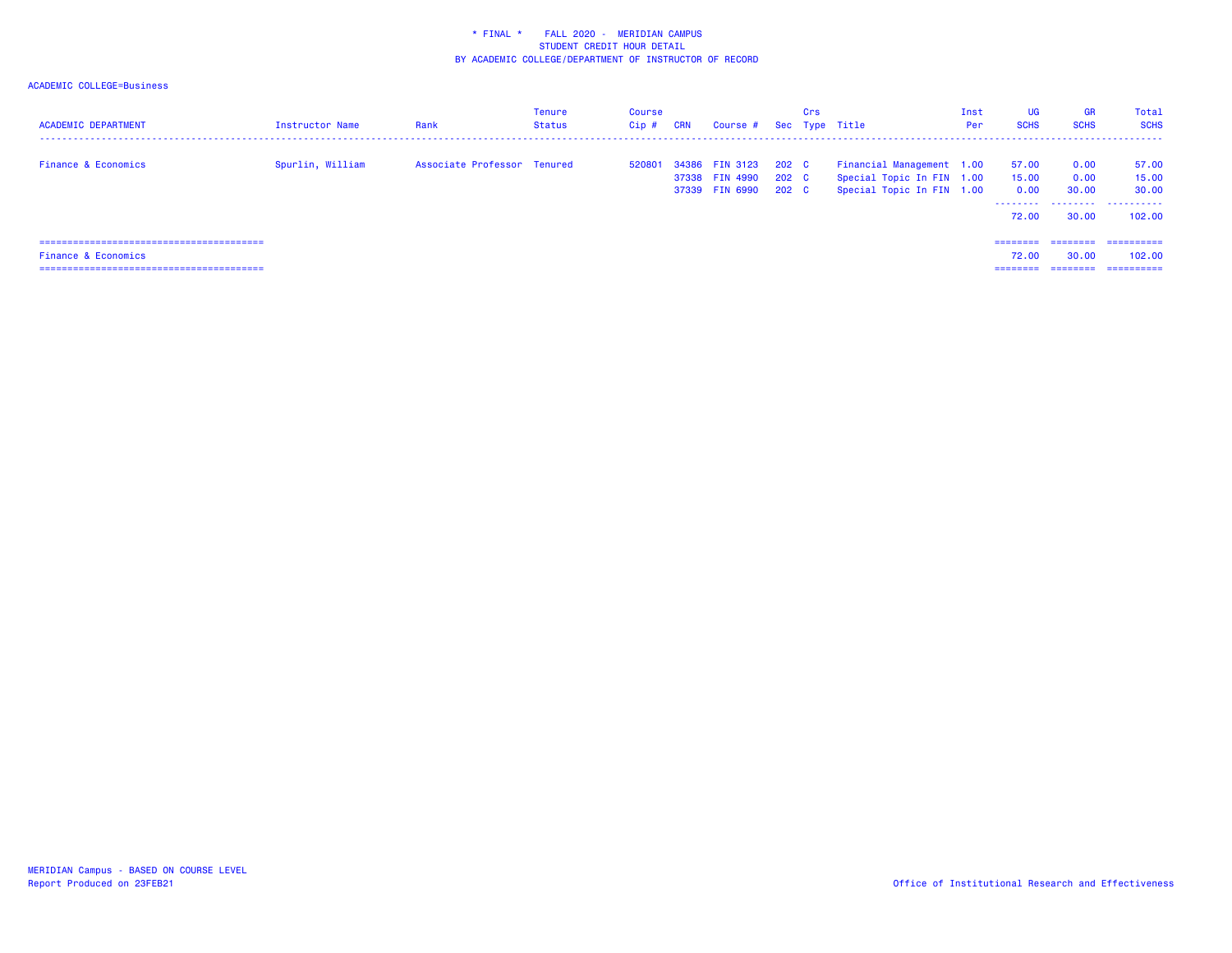\* FINAL \* FALL 2020 - MERIDIAN CAMPUS
STUDENT CREDIT HOUR DETAIL
BY ACADEMIC COLLEGE/DEPARTMENT OF INSTRUCTOR OF RECORD

ACADEMIC COLLEGE=Business

| ACADEMIC DEPARTMENT | Instructor Name | Rank | Tenure Status | Course Cip # | CRN | Course # | Sec | Crs Type | Title | Inst Per | UG SCHS | GR SCHS | Total SCHS |
|---|---|---|---|---|---|---|---|---|---|---|---|---|---|
| Finance & Economics | Spurlin, William | Associate Professor | Tenured | 520801 | 34386 | FIN 3123 | 202 | C | Financial Management | 1.00 | 57.00 | 0.00 | 57.00 |
| | | | | | 37338 | FIN 4990 | 202 | C | Special Topic In FIN | 1.00 | 15.00 | 0.00 | 15.00 |
| | | | | | 37339 | FIN 6990 | 202 | C | Special Topic In FIN | 1.00 | 0.00 | 30.00 | 30.00 |
| | | | | | | | | | | | 72.00 | 30.00 | 102.00 |
| Finance & Economics | | | | | | | | | | | 72.00 | 30.00 | 102.00 |

MERIDIAN Campus - BASED ON COURSE LEVEL
Report Produced on 23FEB21

Office of Institutional Research and Effectiveness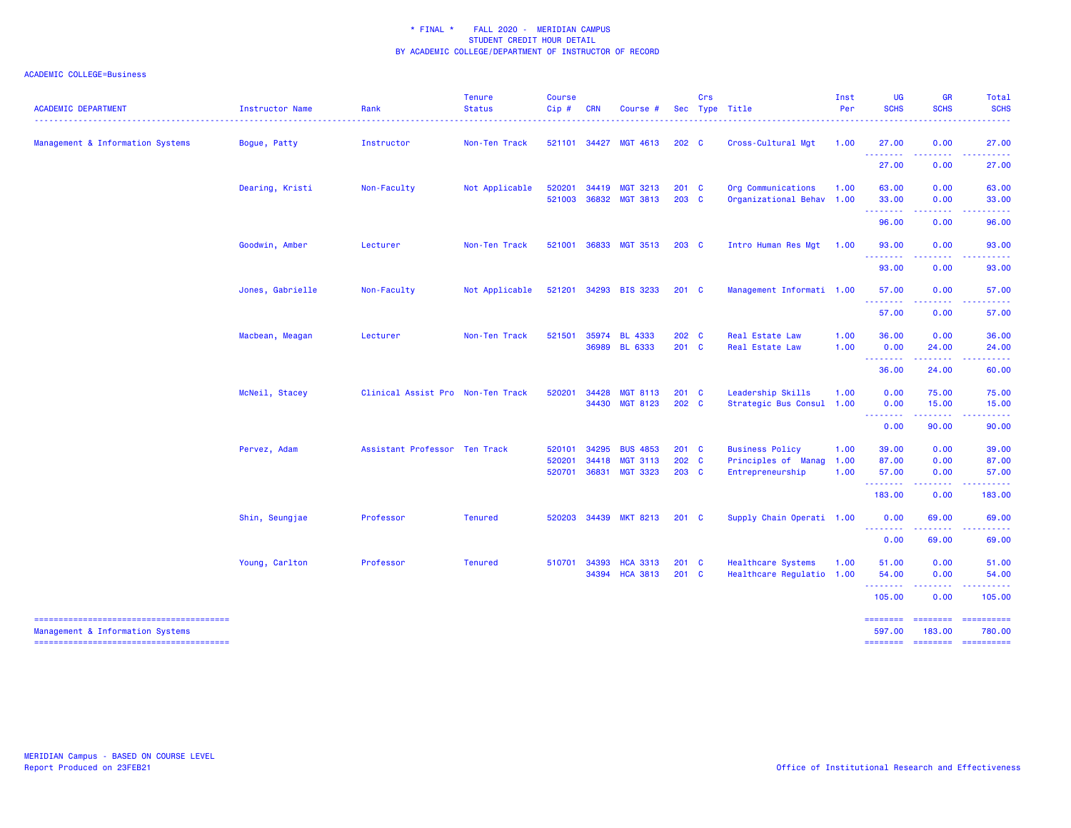* FINAL * FALL 2020 - MERIDIAN CAMPUS
STUDENT CREDIT HOUR DETAIL
BY ACADEMIC COLLEGE/DEPARTMENT OF INSTRUCTOR OF RECORD

ACADEMIC COLLEGE=Business

| ACADEMIC DEPARTMENT | Instructor Name | Rank | Tenure Status | Course Cip # | CRN | Course # | Sec | Crs Type | Title | Inst Per | UG SCHS | GR SCHS | Total SCHS |
|---|---|---|---|---|---|---|---|---|---|---|---|---|---|
| Management & Information Systems | Bogue, Patty | Instructor | Non-Ten Track | 521101 | 34427 | MGT 4613 | 202 | C | Cross-Cultural Mgt | 1.00 | 27.00 | 0.00 | 27.00 |
| | | | | | | | | | | | 27.00 | 0.00 | 27.00 |
| | Dearing, Kristi | Non-Faculty | Not Applicable | 520201 | 34419 | MGT 3213 | 201 | C | Org Communications | 1.00 | 63.00 | 0.00 | 63.00 |
| | | | | 521003 | 36832 | MGT 3813 | 203 | C | Organizational Behav | 1.00 | 33.00 | 0.00 | 33.00 |
| | | | | | | | | | | | 96.00 | 0.00 | 96.00 |
| | Goodwin, Amber | Lecturer | Non-Ten Track | 521001 | 36833 | MGT 3513 | 203 | C | Intro Human Res Mgt | 1.00 | 93.00 | 0.00 | 93.00 |
| | | | | | | | | | | | 93.00 | 0.00 | 93.00 |
| | Jones, Gabrielle | Non-Faculty | Not Applicable | 521201 | 34293 | BIS 3233 | 201 | C | Management Informati | 1.00 | 57.00 | 0.00 | 57.00 |
| | | | | | | | | | | | 57.00 | 0.00 | 57.00 |
| | Macbean, Meagan | Lecturer | Non-Ten Track | 521501 | 35974 | BL 4333 | 202 | C | Real Estate Law | 1.00 | 36.00 | 0.00 | 36.00 |
| | | | | | 36989 | BL 6333 | 201 | C | Real Estate Law | 1.00 | 0.00 | 24.00 | 24.00 |
| | | | | | | | | | | | 36.00 | 24.00 | 60.00 |
| | McNeil, Stacey | Clinical Assist Pro | Non-Ten Track | 520201 | 34428 | MGT 8113 | 201 | C | Leadership Skills | 1.00 | 0.00 | 75.00 | 75.00 |
| | | | | | 34430 | MGT 8123 | 202 | C | Strategic Bus Consul | 1.00 | 0.00 | 15.00 | 15.00 |
| | | | | | | | | | | | 0.00 | 90.00 | 90.00 |
| | Pervez, Adam | Assistant Professor | Ten Track | 520101 | 34295 | BUS 4853 | 201 | C | Business Policy | 1.00 | 39.00 | 0.00 | 39.00 |
| | | | | 520201 | 34418 | MGT 3113 | 202 | C | Principles of Manag | 1.00 | 87.00 | 0.00 | 87.00 |
| | | | | 520701 | 36831 | MGT 3323 | 203 | C | Entrepreneurship | 1.00 | 57.00 | 0.00 | 57.00 |
| | | | | | | | | | | | 183.00 | 0.00 | 183.00 |
| | Shin, Seungjae | Professor | Tenured | 520203 | 34439 | MKT 8213 | 201 | C | Supply Chain Operati | 1.00 | 0.00 | 69.00 | 69.00 |
| | | | | | | | | | | | 0.00 | 69.00 | 69.00 |
| | Young, Carlton | Professor | Tenured | 510701 | 34393 | HCA 3313 | 201 | C | Healthcare Systems | 1.00 | 51.00 | 0.00 | 51.00 |
| | | | | | 34394 | HCA 3813 | 201 | C | Healthcare Regulatio | 1.00 | 54.00 | 0.00 | 54.00 |
| | | | | | | | | | | | 105.00 | 0.00 | 105.00 |
| Management & Information Systems | | | | | | | | | | | 597.00 | 183.00 | 780.00 |

MERIDIAN Campus - BASED ON COURSE LEVEL
Report Produced on 23FEB21

Office of Institutional Research and Effectiveness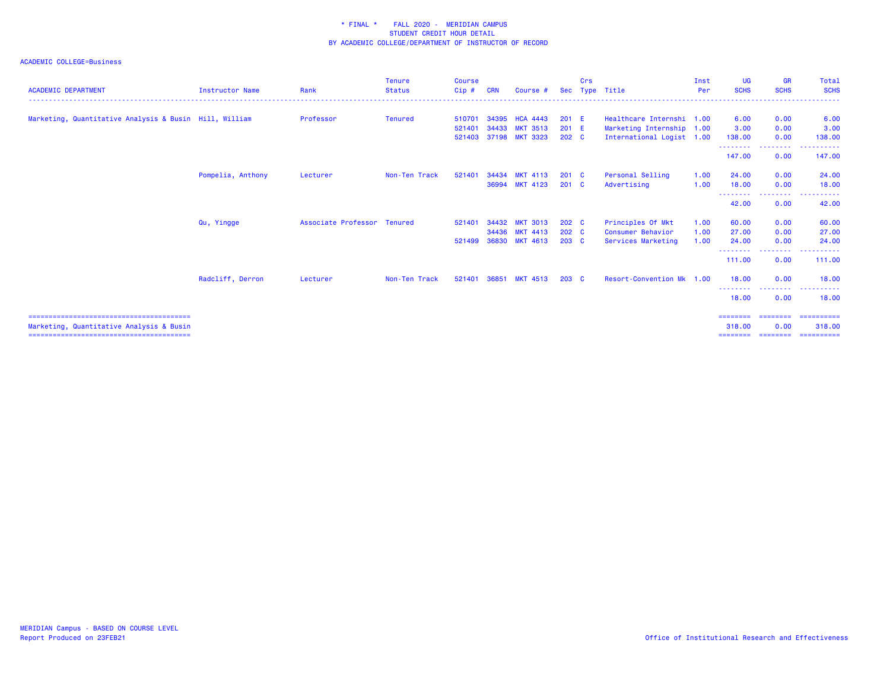# * FINAL * FALL 2020 - MERIDIAN CAMPUS
## STUDENT CREDIT HOUR DETAIL
## BY ACADEMIC COLLEGE/DEPARTMENT OF INSTRUCTOR OF RECORD

ACADEMIC COLLEGE=Business

| ACADEMIC DEPARTMENT | Instructor Name | Rank | Tenure Status | Course Cip # | CRN | Course # | Sec | Crs Type | Title | Inst Per | UG SCHS | GR SCHS | Total SCHS |
|---|---|---|---|---|---|---|---|---|---|---|---|---|---|
| Marketing, Quantitative Analysis & Busin | Hill, William | Professor | Tenured | 510701 | 34395 | HCA 4443 | 201 | E | Healthcare Internshi | 1.00 | 6.00 | 0.00 | 6.00 |
| | | | | 521401 | 34433 | MKT 3513 | 201 | E | Marketing Internship | 1.00 | 3.00 | 0.00 | 3.00 |
| | | | | 521403 | 37198 | MKT 3323 | 202 | C | International Logist | 1.00 | 138.00 | 0.00 | 138.00 |
| | | | | | | | | | | | 147.00 | 0.00 | 147.00 |
| | Pompelia, Anthony | Lecturer | Non-Ten Track | 521401 | 34434 | MKT 4113 | 201 | C | Personal Selling | 1.00 | 24.00 | 0.00 | 24.00 |
| | | | | | 36994 | MKT 4123 | 201 | C | Advertising | 1.00 | 18.00 | 0.00 | 18.00 |
| | | | | | | | | | | | 42.00 | 0.00 | 42.00 |
| | Qu, Yingge | Associate Professor | Tenured | 521401 | 34432 | MKT 3013 | 202 | C | Principles Of Mkt | 1.00 | 60.00 | 0.00 | 60.00 |
| | | | | | 34436 | MKT 4413 | 202 | C | Consumer Behavior | 1.00 | 27.00 | 0.00 | 27.00 |
| | | | | 521499 | 36830 | MKT 4613 | 203 | C | Services Marketing | 1.00 | 24.00 | 0.00 | 24.00 |
| | | | | | | | | | | | 111.00 | 0.00 | 111.00 |
| | Radcliff, Derron | Lecturer | Non-Ten Track | 521401 | 36851 | MKT 4513 | 203 | C | Resort-Convention Mk | 1.00 | 18.00 | 0.00 | 18.00 |
| | | | | | | | | | | | 18.00 | 0.00 | 18.00 |
| Marketing, Quantitative Analysis & Busin | | | | | | | | | | | 318.00 | 0.00 | 318.00 |

MERIDIAN Campus - BASED ON COURSE LEVEL
Report Produced on 23FEB21

Office of Institutional Research and Effectiveness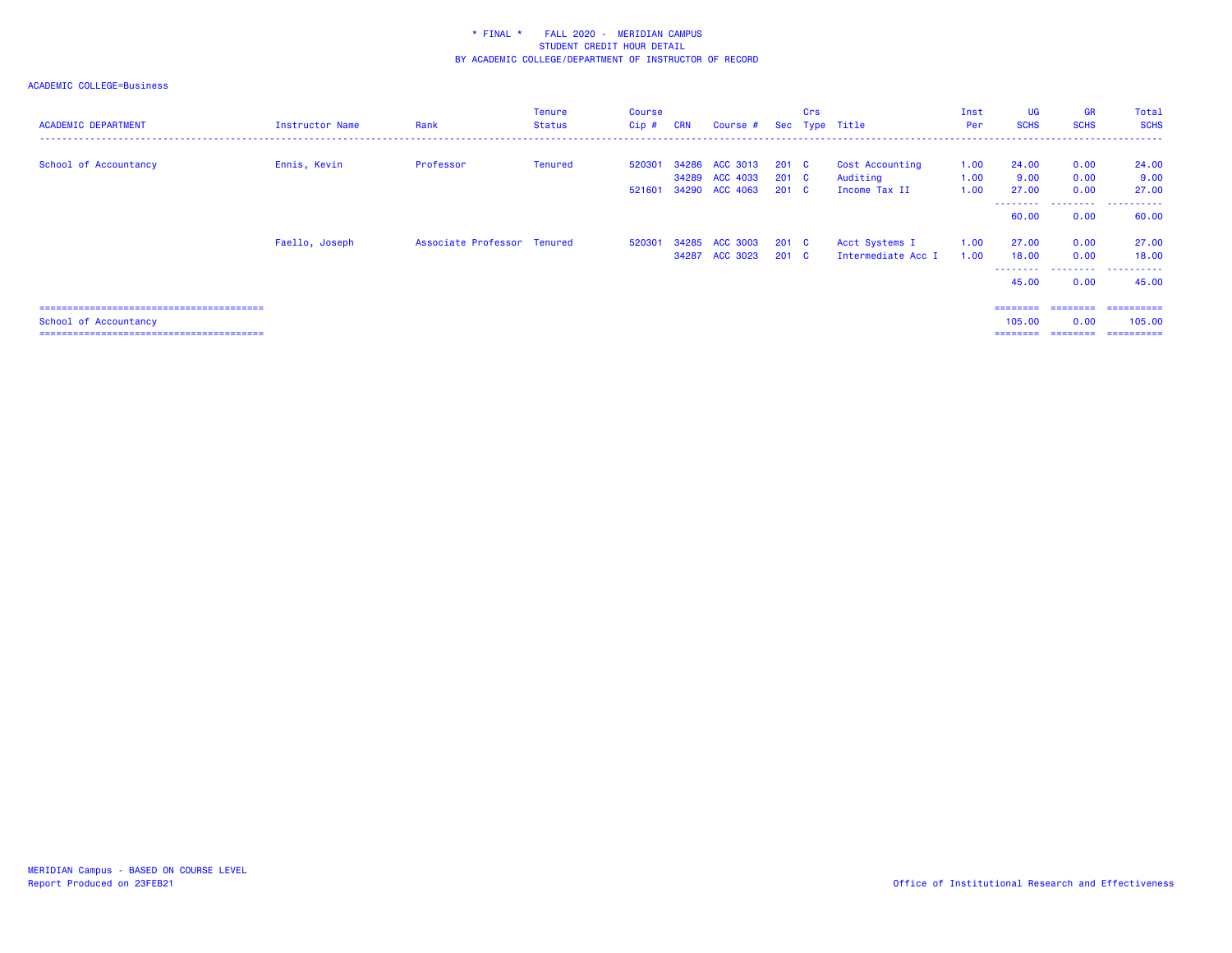\* FINAL \* FALL 2020 - MERIDIAN CAMPUS
STUDENT CREDIT HOUR DETAIL
BY ACADEMIC COLLEGE/DEPARTMENT OF INSTRUCTOR OF RECORD

ACADEMIC COLLEGE=Business

| ACADEMIC DEPARTMENT | Instructor Name | Rank | Tenure Status | Course Cip # | CRN | Course # | Sec | Crs Type | Title | Inst Per | UG SCHS | GR SCHS | Total SCHS |
|---|---|---|---|---|---|---|---|---|---|---|---|---|---|
| School of Accountancy | Ennis, Kevin | Professor | Tenured | 520301 | 34286 | ACC 3013 | 201 | C | Cost Accounting | 1.00 | 24.00 | 0.00 | 24.00 |
| | | | | | 34289 | ACC 4033 | 201 | C | Auditing | 1.00 | 9.00 | 0.00 | 9.00 |
| | | | | 521601 | 34290 | ACC 4063 | 201 | C | Income Tax II | 1.00 | 27.00 | 0.00 | 27.00 |
| | | | | | | | | | | | 60.00 | 0.00 | 60.00 |
| | Faello, Joseph | Associate Professor | Tenured | 520301 | 34285 | ACC 3003 | 201 | C | Acct Systems I | 1.00 | 27.00 | 0.00 | 27.00 |
| | | | | | 34287 | ACC 3023 | 201 | C | Intermediate Acc I | 1.00 | 18.00 | 0.00 | 18.00 |
| | | | | | | | | | | | 45.00 | 0.00 | 45.00 |
| School of Accountancy | | | | | | | | | | | 105.00 | 0.00 | 105.00 |

MERIDIAN Campus - BASED ON COURSE LEVEL
Report Produced on 23FEB21

Office of Institutional Research and Effectiveness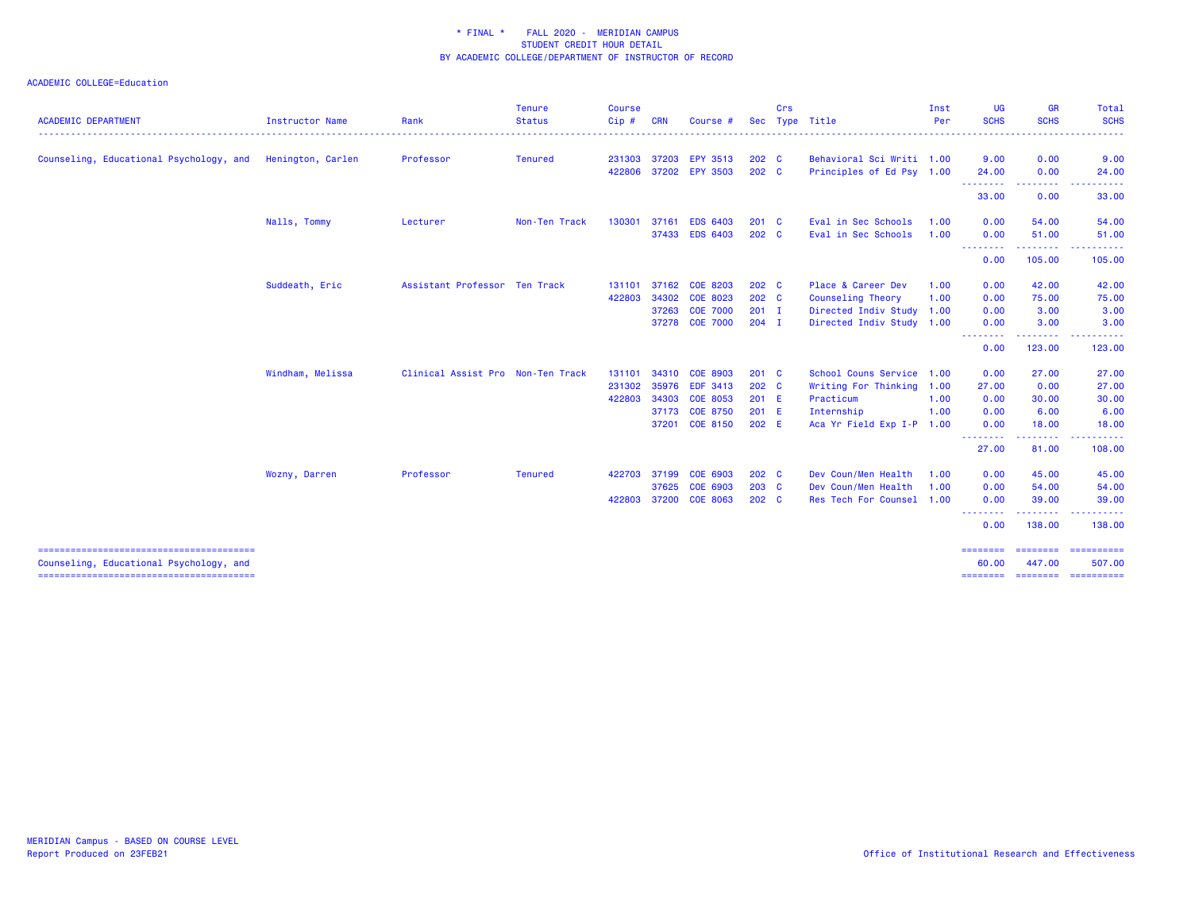\* FINAL \* FALL 2020 - MERIDIAN CAMPUS
STUDENT CREDIT HOUR DETAIL
BY ACADEMIC COLLEGE/DEPARTMENT OF INSTRUCTOR OF RECORD

ACADEMIC COLLEGE=Education

| ACADEMIC DEPARTMENT | Instructor Name | Rank | Tenure Status | Course Cip # | CRN | Course # | Sec | Crs Type | Title | Inst Per | UG SCHS | GR SCHS | Total SCHS |
|---|---|---|---|---|---|---|---|---|---|---|---|---|---|
| Counseling, Educational Psychology, and | Henington, Carlen | Professor | Tenured | 231303 | 37203 | EPY 3513 | 202 | C | Behavioral Sci Writi | 1.00 | 9.00 | 0.00 | 9.00 |
| | | | | 422806 | 37202 | EPY 3503 | 202 | C | Principles of Ed Psy | 1.00 | 24.00 | 0.00 | 24.00 |
| | | | | | | | | | | | 33.00 | 0.00 | 33.00 |
| | Nalls, Tommy | Lecturer | Non-Ten Track | 130301 | 37161 | EDS 6403 | 201 | C | Eval in Sec Schools | 1.00 | 0.00 | 54.00 | 54.00 |
| | | | | | 37433 | EDS 6403 | 202 | C | Eval in Sec Schools | 1.00 | 0.00 | 51.00 | 51.00 |
| | | | | | | | | | | | 0.00 | 105.00 | 105.00 |
| | Suddeath, Eric | Assistant Professor | Ten Track | 131101 | 37162 | COE 8203 | 202 | C | Place & Career Dev | 1.00 | 0.00 | 42.00 | 42.00 |
| | | | | 422803 | 34302 | COE 8023 | 202 | C | Counseling Theory | 1.00 | 0.00 | 75.00 | 75.00 |
| | | | | | 37263 | COE 7000 | 201 | I | Directed Indiv Study | 1.00 | 0.00 | 3.00 | 3.00 |
| | | | | | 37278 | COE 7000 | 204 | I | Directed Indiv Study | 1.00 | 0.00 | 3.00 | 3.00 |
| | | | | | | | | | | | 0.00 | 123.00 | 123.00 |
| | Windham, Melissa | Clinical Assist Pro | Non-Ten Track | 131101 | 34310 | COE 8903 | 201 | C | School Couns Service | 1.00 | 0.00 | 27.00 | 27.00 |
| | | | | 231302 | 35976 | EDF 3413 | 202 | C | Writing For Thinking | 1.00 | 27.00 | 0.00 | 27.00 |
| | | | | 422803 | 34303 | COE 8053 | 201 | E | Practicum | 1.00 | 0.00 | 30.00 | 30.00 |
| | | | | | 37173 | COE 8750 | 201 | E | Internship | 1.00 | 0.00 | 6.00 | 6.00 |
| | | | | | 37201 | COE 8150 | 202 | E | Aca Yr Field Exp I-P | 1.00 | 0.00 | 18.00 | 18.00 |
| | | | | | | | | | | | 27.00 | 81.00 | 108.00 |
| | Wozny, Darren | Professor | Tenured | 422703 | 37199 | COE 6903 | 202 | C | Dev Coun/Men Health | 1.00 | 0.00 | 45.00 | 45.00 |
| | | | | | 37625 | COE 6903 | 203 | C | Dev Coun/Men Health | 1.00 | 0.00 | 54.00 | 54.00 |
| | | | | 422803 | 37200 | COE 8063 | 202 | C | Res Tech For Counsel | 1.00 | 0.00 | 39.00 | 39.00 |
| | | | | | | | | | | | 0.00 | 138.00 | 138.00 |
| Counseling, Educational Psychology, and | | | | | | | | | | | 60.00 | 447.00 | 507.00 |

MERIDIAN Campus - BASED ON COURSE LEVEL
Report Produced on 23FEB21

Office of Institutional Research and Effectiveness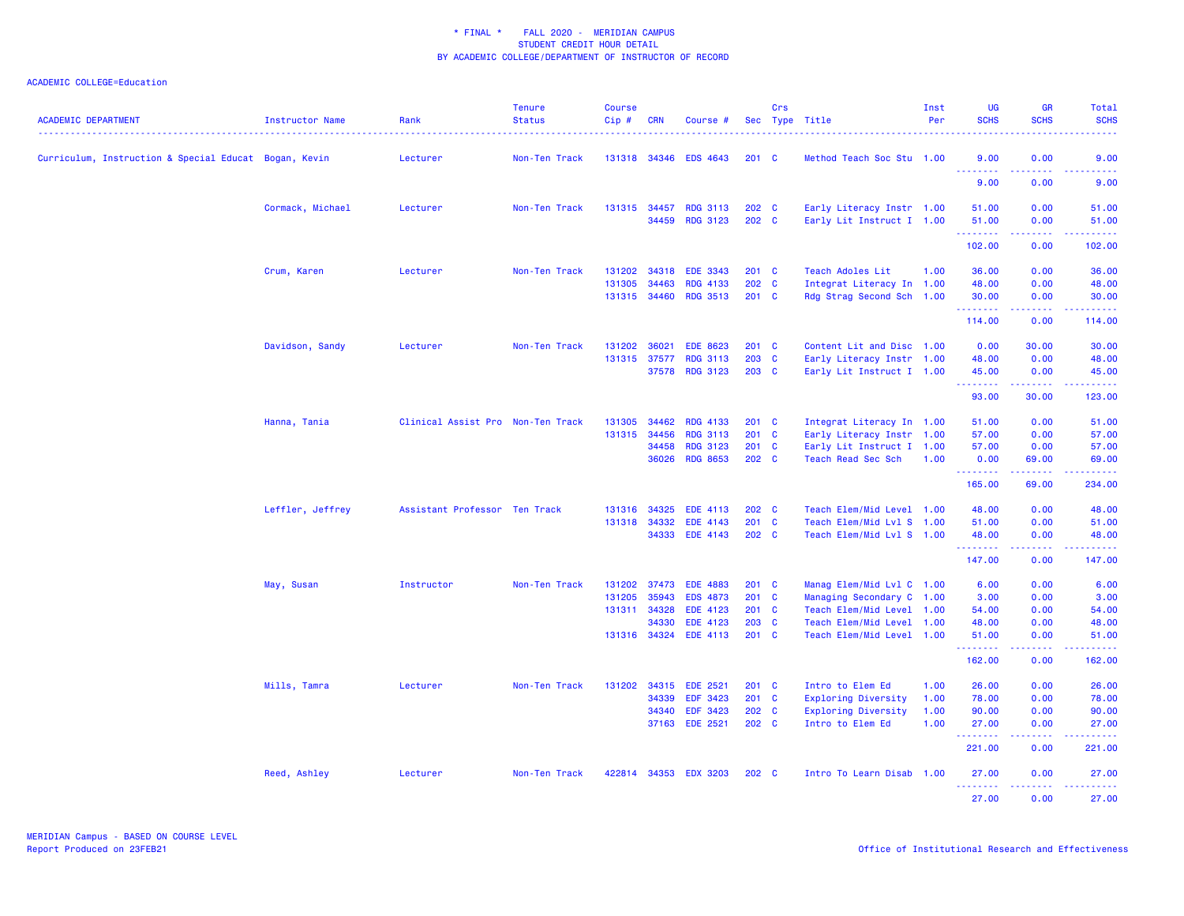\* FINAL \*    FALL 2020 -  MERIDIAN CAMPUS
STUDENT CREDIT HOUR DETAIL
BY ACADEMIC COLLEGE/DEPARTMENT OF INSTRUCTOR OF RECORD

ACADEMIC COLLEGE=Education

| ACADEMIC DEPARTMENT | Instructor Name | Rank | Tenure Status | Course Cip # | CRN | Course # | Sec | Crs Type | Title | Inst Per | UG SCHS | GR SCHS | Total SCHS |
|---|---|---|---|---|---|---|---|---|---|---|---|---|---|
| Curriculum, Instruction & Special Educat | Bogan, Kevin | Lecturer | Non-Ten Track | 131318 | 34346 | EDS 4643 | 201 | C | Method Teach Soc Stu | 1.00 | 9.00 | 0.00 | 9.00 |
| | | | | | | | | | | | 9.00 | 0.00 | 9.00 |
| | Cormack, Michael | Lecturer | Non-Ten Track | 131315 | 34457 | RDG 3113 | 202 | C | Early Literacy Instr | 1.00 | 51.00 | 0.00 | 51.00 |
| | | | | | 34459 | RDG 3123 | 202 | C | Early Lit Instruct I | 1.00 | 51.00 | 0.00 | 51.00 |
| | | | | | | | | | | | 102.00 | 0.00 | 102.00 |
| | Crum, Karen | Lecturer | Non-Ten Track | 131202 | 34318 | EDE 3343 | 201 | C | Teach Adoles Lit | 1.00 | 36.00 | 0.00 | 36.00 |
| | | | | 131305 | 34463 | RDG 4133 | 202 | C | Integrat Literacy In | 1.00 | 48.00 | 0.00 | 48.00 |
| | | | | 131315 | 34460 | RDG 3513 | 201 | C | Rdg Strag Second Sch | 1.00 | 30.00 | 0.00 | 30.00 |
| | | | | | | | | | | | 114.00 | 0.00 | 114.00 |
| | Davidson, Sandy | Lecturer | Non-Ten Track | 131202 | 36021 | EDE 8623 | 201 | C | Content Lit and Disc | 1.00 | 0.00 | 30.00 | 30.00 |
| | | | | 131315 | 37577 | RDG 3113 | 203 | C | Early Literacy Instr | 1.00 | 48.00 | 0.00 | 48.00 |
| | | | | | 37578 | RDG 3123 | 203 | C | Early Lit Instruct I | 1.00 | 45.00 | 0.00 | 45.00 |
| | | | | | | | | | | | 93.00 | 30.00 | 123.00 |
| | Hanna, Tania | Clinical Assist Pro | Non-Ten Track | 131305 | 34462 | RDG 4133 | 201 | C | Integrat Literacy In | 1.00 | 51.00 | 0.00 | 51.00 |
| | | | | 131315 | 34456 | RDG 3113 | 201 | C | Early Literacy Instr | 1.00 | 57.00 | 0.00 | 57.00 |
| | | | | | 34458 | RDG 3123 | 201 | C | Early Lit Instruct I | 1.00 | 57.00 | 0.00 | 57.00 |
| | | | | | 36026 | RDG 8653 | 202 | C | Teach Read Sec Sch | 1.00 | 0.00 | 69.00 | 69.00 |
| | | | | | | | | | | | 165.00 | 69.00 | 234.00 |
| | Leffler, Jeffrey | Assistant Professor | Ten Track | 131316 | 34325 | EDE 4113 | 202 | C | Teach Elem/Mid Level | 1.00 | 48.00 | 0.00 | 48.00 |
| | | | | 131318 | 34332 | EDE 4143 | 201 | C | Teach Elem/Mid Lvl S | 1.00 | 51.00 | 0.00 | 51.00 |
| | | | | | 34333 | EDE 4143 | 202 | C | Teach Elem/Mid Lvl S | 1.00 | 48.00 | 0.00 | 48.00 |
| | | | | | | | | | | | 147.00 | 0.00 | 147.00 |
| | May, Susan | Instructor | Non-Ten Track | 131202 | 37473 | EDE 4883 | 201 | C | Manag Elem/Mid Lvl C | 1.00 | 6.00 | 0.00 | 6.00 |
| | | | | 131205 | 35943 | EDS 4873 | 201 | C | Managing Secondary C | 1.00 | 3.00 | 0.00 | 3.00 |
| | | | | 131311 | 34328 | EDE 4123 | 201 | C | Teach Elem/Mid Level | 1.00 | 54.00 | 0.00 | 54.00 |
| | | | | | 34330 | EDE 4123 | 203 | C | Teach Elem/Mid Level | 1.00 | 48.00 | 0.00 | 48.00 |
| | | | | 131316 | 34324 | EDE 4113 | 201 | C | Teach Elem/Mid Level | 1.00 | 51.00 | 0.00 | 51.00 |
| | | | | | | | | | | | 162.00 | 0.00 | 162.00 |
| | Mills, Tamra | Lecturer | Non-Ten Track | 131202 | 34315 | EDE 2521 | 201 | C | Intro to Elem Ed | 1.00 | 26.00 | 0.00 | 26.00 |
| | | | | | 34339 | EDF 3423 | 201 | C | Exploring Diversity | 1.00 | 78.00 | 0.00 | 78.00 |
| | | | | | 34340 | EDF 3423 | 202 | C | Exploring Diversity | 1.00 | 90.00 | 0.00 | 90.00 |
| | | | | | 37163 | EDE 2521 | 202 | C | Intro to Elem Ed | 1.00 | 27.00 | 0.00 | 27.00 |
| | | | | | | | | | | | 221.00 | 0.00 | 221.00 |
| | Reed, Ashley | Lecturer | Non-Ten Track | 422814 | 34353 | EDX 3203 | 202 | C | Intro To Learn Disab | 1.00 | 27.00 | 0.00 | 27.00 |
| | | | | | | | | | | | 27.00 | 0.00 | 27.00 |

MERIDIAN Campus - BASED ON COURSE LEVEL
Report Produced on 23FEB21

Office of Institutional Research and Effectiveness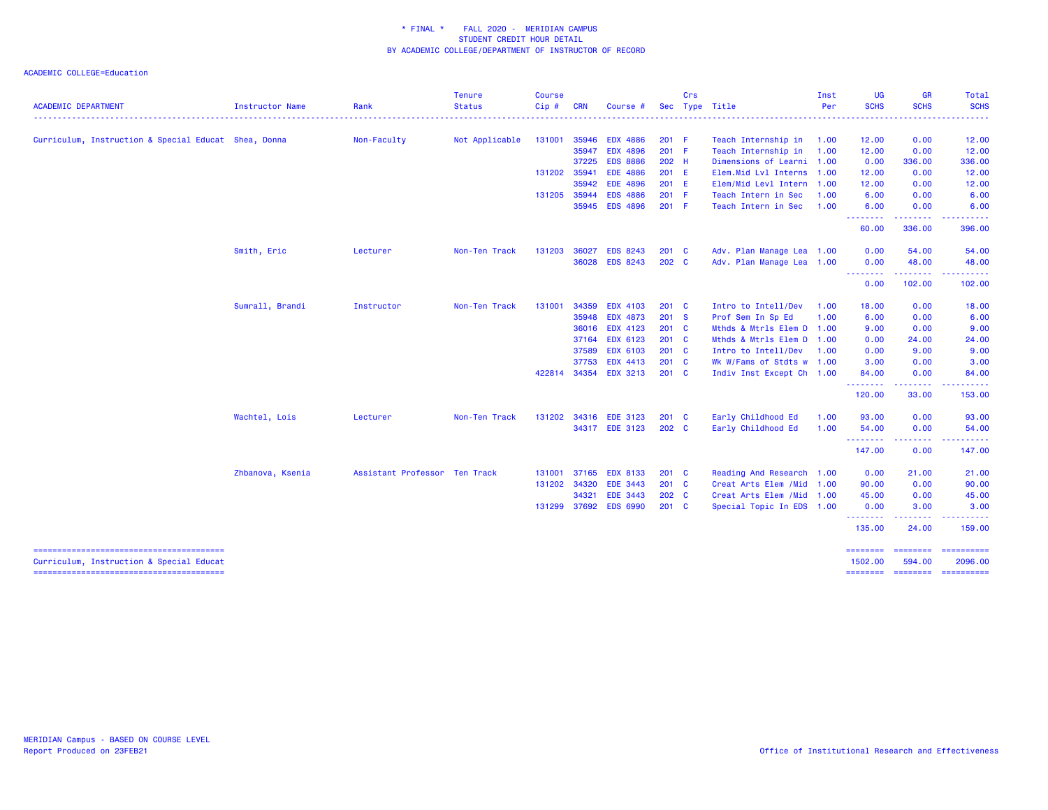\* FINAL \* FALL 2020 - MERIDIAN CAMPUS
STUDENT CREDIT HOUR DETAIL
BY ACADEMIC COLLEGE/DEPARTMENT OF INSTRUCTOR OF RECORD

ACADEMIC COLLEGE=Education

| ACADEMIC DEPARTMENT | Instructor Name | Rank | Tenure Status | Course Cip # | CRN | Course # | Sec | Crs Type | Title | Inst Per | UG SCHS | GR SCHS | Total SCHS |
|---|---|---|---|---|---|---|---|---|---|---|---|---|---|
| Curriculum, Instruction & Special Educat | Shea, Donna | Non-Faculty | Not Applicable | 131001 | 35946 | EDX 4886 | 201 | F | Teach Internship in | 1.00 | 12.00 | 0.00 | 12.00 |
| | | | | | 35947 | EDX 4896 | 201 | F | Teach Internship in | 1.00 | 12.00 | 0.00 | 12.00 |
| | | | | | 37225 | EDS 8886 | 202 | H | Dimensions of Learni | 1.00 | 0.00 | 336.00 | 336.00 |
| | | | | 131202 | 35941 | EDE 4886 | 201 | E | Elem.Mid Lvl Interns | 1.00 | 12.00 | 0.00 | 12.00 |
| | | | | | 35942 | EDE 4896 | 201 | E | Elem/Mid Levl Intern | 1.00 | 12.00 | 0.00 | 12.00 |
| | | | | 131205 | 35944 | EDS 4886 | 201 | F | Teach Intern in Sec | 1.00 | 6.00 | 0.00 | 6.00 |
| | | | | | 35945 | EDS 4896 | 201 | F | Teach Intern in Sec | 1.00 | 6.00 | 0.00 | 6.00 |
| | | | | | | | | | | | 60.00 | 336.00 | 396.00 |
| | Smith, Eric | Lecturer | Non-Ten Track | 131203 | 36027 | EDS 8243 | 201 | C | Adv. Plan Manage Lea | 1.00 | 0.00 | 54.00 | 54.00 |
| | | | | | 36028 | EDS 8243 | 202 | C | Adv. Plan Manage Lea | 1.00 | 0.00 | 48.00 | 48.00 |
| | | | | | | | | | | | 0.00 | 102.00 | 102.00 |
| | Sumrall, Brandi | Instructor | Non-Ten Track | 131001 | 34359 | EDX 4103 | 201 | C | Intro to Intell/Dev | 1.00 | 18.00 | 0.00 | 18.00 |
| | | | | | 35948 | EDX 4873 | 201 | S | Prof Sem In Sp Ed | 1.00 | 6.00 | 0.00 | 6.00 |
| | | | | | 36016 | EDX 4123 | 201 | C | Mthds & Mtrls Elem D | 1.00 | 9.00 | 0.00 | 9.00 |
| | | | | | 37164 | EDX 6123 | 201 | C | Mthds & Mtrls Elem D | 1.00 | 0.00 | 24.00 | 24.00 |
| | | | | | 37589 | EDX 6103 | 201 | C | Intro to Intell/Dev | 1.00 | 0.00 | 9.00 | 9.00 |
| | | | | | 37753 | EDX 4413 | 201 | C | Wk W/Fams of Stdts w | 1.00 | 3.00 | 0.00 | 3.00 |
| | | | | 422814 | 34354 | EDX 3213 | 201 | C | Indiv Inst Except Ch | 1.00 | 84.00 | 0.00 | 84.00 |
| | | | | | | | | | | | 120.00 | 33.00 | 153.00 |
| | Wachtel, Lois | Lecturer | Non-Ten Track | 131202 | 34316 | EDE 3123 | 201 | C | Early Childhood Ed | 1.00 | 93.00 | 0.00 | 93.00 |
| | | | | | 34317 | EDE 3123 | 202 | C | Early Childhood Ed | 1.00 | 54.00 | 0.00 | 54.00 |
| | | | | | | | | | | | 147.00 | 0.00 | 147.00 |
| | Zhbanova, Ksenia | Assistant Professor | Ten Track | 131001 | 37165 | EDX 8133 | 201 | C | Reading And Research | 1.00 | 0.00 | 21.00 | 21.00 |
| | | | | 131202 | 34320 | EDE 3443 | 201 | C | Creat Arts Elem /Mid | 1.00 | 90.00 | 0.00 | 90.00 |
| | | | | | 34321 | EDE 3443 | 202 | C | Creat Arts Elem /Mid | 1.00 | 45.00 | 0.00 | 45.00 |
| | | | | 131299 | 37692 | EDS 6990 | 201 | C | Special Topic In EDS | 1.00 | 0.00 | 3.00 | 3.00 |
| | | | | | | | | | | | 135.00 | 24.00 | 159.00 |
| Curriculum, Instruction & Special Educat | | | | | | | | | | | 1502.00 | 594.00 | 2096.00 |

MERIDIAN Campus - BASED ON COURSE LEVEL
Report Produced on 23FEB21

Office of Institutional Research and Effectiveness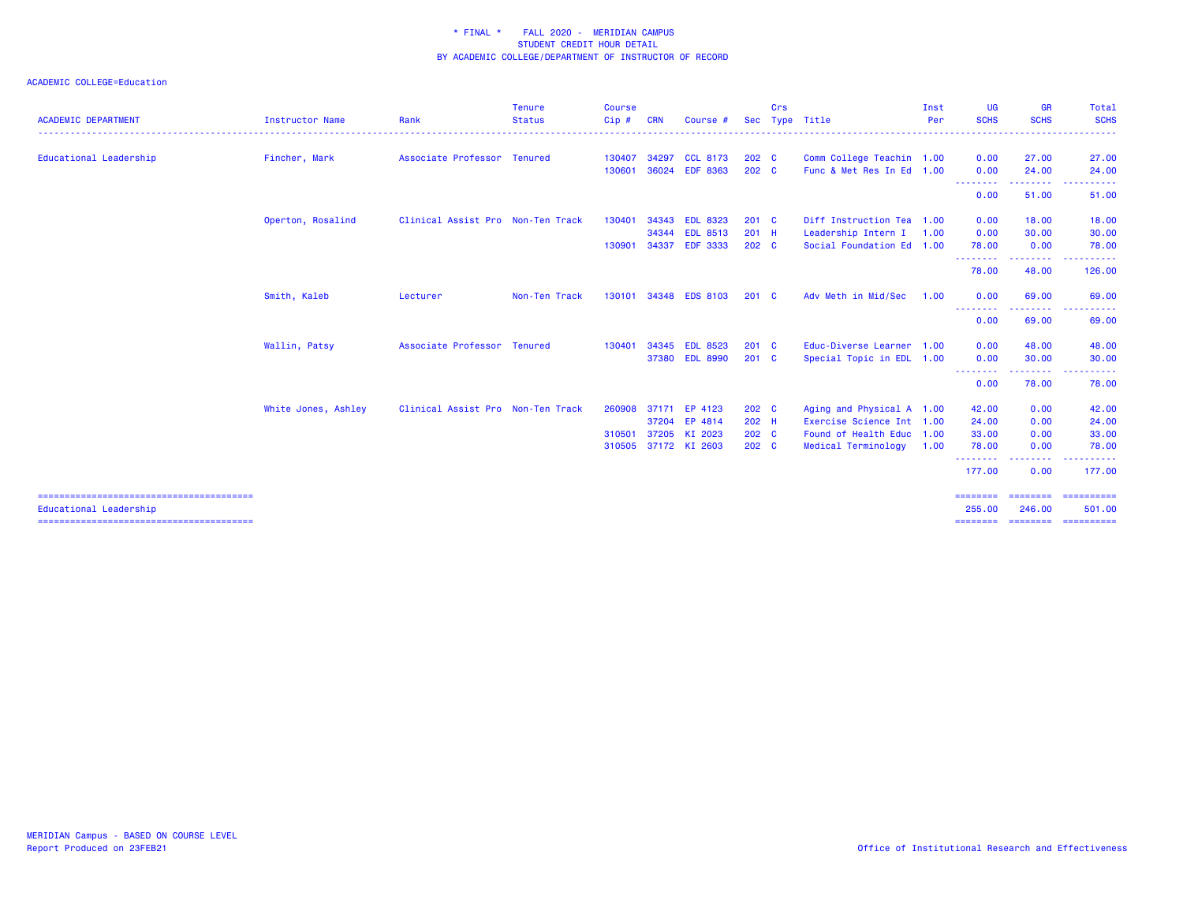\* FINAL \* FALL 2020 - MERIDIAN CAMPUS
STUDENT CREDIT HOUR DETAIL
BY ACADEMIC COLLEGE/DEPARTMENT OF INSTRUCTOR OF RECORD

ACADEMIC COLLEGE=Education

| ACADEMIC DEPARTMENT | Instructor Name | Rank | Tenure Status | Course Cip # | CRN | Course # | Sec | Crs Type | Title | Inst Per | UG SCHS | GR SCHS | Total SCHS |
|---|---|---|---|---|---|---|---|---|---|---|---|---|---|
| Educational Leadership | Fincher, Mark | Associate Professor | Tenured | 130407 | 34297 | CCL 8173 | 202 | C | Comm College Teachin | 1.00 | 0.00 | 27.00 | 27.00 |
| | | | | 130601 | 36024 | EDF 8363 | 202 | C | Func & Met Res In Ed | 1.00 | 0.00 | 24.00 | 24.00 |
| | | | | | | | | | | | 0.00 | 51.00 | 51.00 |
| | Operton, Rosalind | Clinical Assist Pro | Non-Ten Track | 130401 | 34343 | EDL 8323 | 201 | C | Diff Instruction Tea | 1.00 | 0.00 | 18.00 | 18.00 |
| | | | | | 34344 | EDL 8513 | 201 | H | Leadership Intern I | 1.00 | 0.00 | 30.00 | 30.00 |
| | | | | 130901 | 34337 | EDF 3333 | 202 | C | Social Foundation Ed | 1.00 | 78.00 | 0.00 | 78.00 |
| | | | | | | | | | | | 78.00 | 48.00 | 126.00 |
| | Smith, Kaleb | Lecturer | Non-Ten Track | 130101 | 34348 | EDS 8103 | 201 | C | Adv Meth in Mid/Sec | 1.00 | 0.00 | 69.00 | 69.00 |
| | | | | | | | | | | | 0.00 | 69.00 | 69.00 |
| | Wallin, Patsy | Associate Professor | Tenured | 130401 | 34345 | EDL 8523 | 201 | C | Educ-Diverse Learner | 1.00 | 0.00 | 48.00 | 48.00 |
| | | | | | 37380 | EDL 8990 | 201 | C | Special Topic in EDL | 1.00 | 0.00 | 30.00 | 30.00 |
| | | | | | | | | | | | 0.00 | 78.00 | 78.00 |
| | White Jones, Ashley | Clinical Assist Pro | Non-Ten Track | 260908 | 37171 | EP 4123 | 202 | C | Aging and Physical A | 1.00 | 42.00 | 0.00 | 42.00 |
| | | | | | 37204 | EP 4814 | 202 | H | Exercise Science Int | 1.00 | 24.00 | 0.00 | 24.00 |
| | | | | 310501 | 37205 | KI 2023 | 202 | C | Found of Health Educ | 1.00 | 33.00 | 0.00 | 33.00 |
| | | | | 310505 | 37172 | KI 2603 | 202 | C | Medical Terminology | 1.00 | 78.00 | 0.00 | 78.00 |
| | | | | | | | | | | | 177.00 | 0.00 | 177.00 |
| Educational Leadership | | | | | | | | | | | 255.00 | 246.00 | 501.00 |

MERIDIAN Campus - BASED ON COURSE LEVEL
Report Produced on 23FEB21

Office of Institutional Research and Effectiveness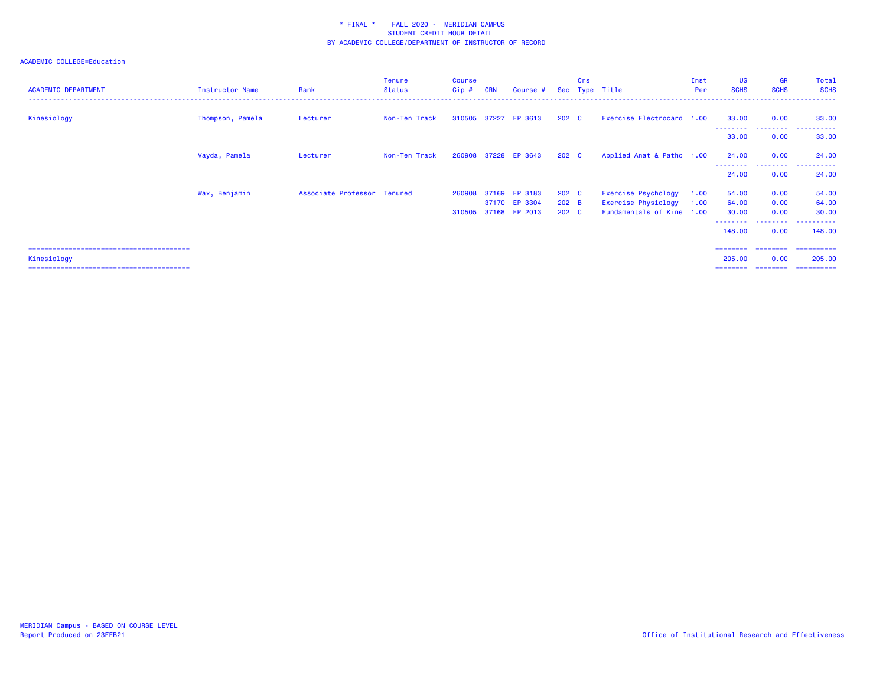\* FINAL \*    FALL 2020 -  MERIDIAN CAMPUS
STUDENT CREDIT HOUR DETAIL
BY ACADEMIC COLLEGE/DEPARTMENT OF INSTRUCTOR OF RECORD

ACADEMIC COLLEGE=Education

| ACADEMIC DEPARTMENT | Instructor Name | Rank | Tenure Status | Course Cip # | CRN | Course # | Sec | Crs Type | Title | Inst Per | UG SCHS | GR SCHS | Total SCHS |
|---|---|---|---|---|---|---|---|---|---|---|---|---|---|
| Kinesiology | Thompson, Pamela | Lecturer | Non-Ten Track | 310505 | 37227 | EP 3613 | 202 | C | Exercise Electrocard | 1.00 | 33.00 | 0.00 | 33.00 |
| | | | | | | | | | | | 33.00 | 0.00 | 33.00 |
| | Vayda, Pamela | Lecturer | Non-Ten Track | 260908 | 37228 | EP 3643 | 202 | C | Applied Anat & Patho | 1.00 | 24.00 | 0.00 | 24.00 |
| | | | | | | | | | | | 24.00 | 0.00 | 24.00 |
| | Wax, Benjamin | Associate Professor | Tenured | 260908 | 37169 | EP 3183 | 202 | C | Exercise Psychology | 1.00 | 54.00 | 0.00 | 54.00 |
| | | | | | 37170 | EP 3304 | 202 | B | Exercise Physiology | 1.00 | 64.00 | 0.00 | 64.00 |
| | | | | 310505 | 37168 | EP 2013 | 202 | C | Fundamentals of Kine | 1.00 | 30.00 | 0.00 | 30.00 |
| | | | | | | | | | | | 148.00 | 0.00 | 148.00 |
| Kinesiology | | | | | | | | | | | 205.00 | 0.00 | 205.00 |

MERIDIAN Campus - BASED ON COURSE LEVEL
Report Produced on 23FEB21

Office of Institutional Research and Effectiveness